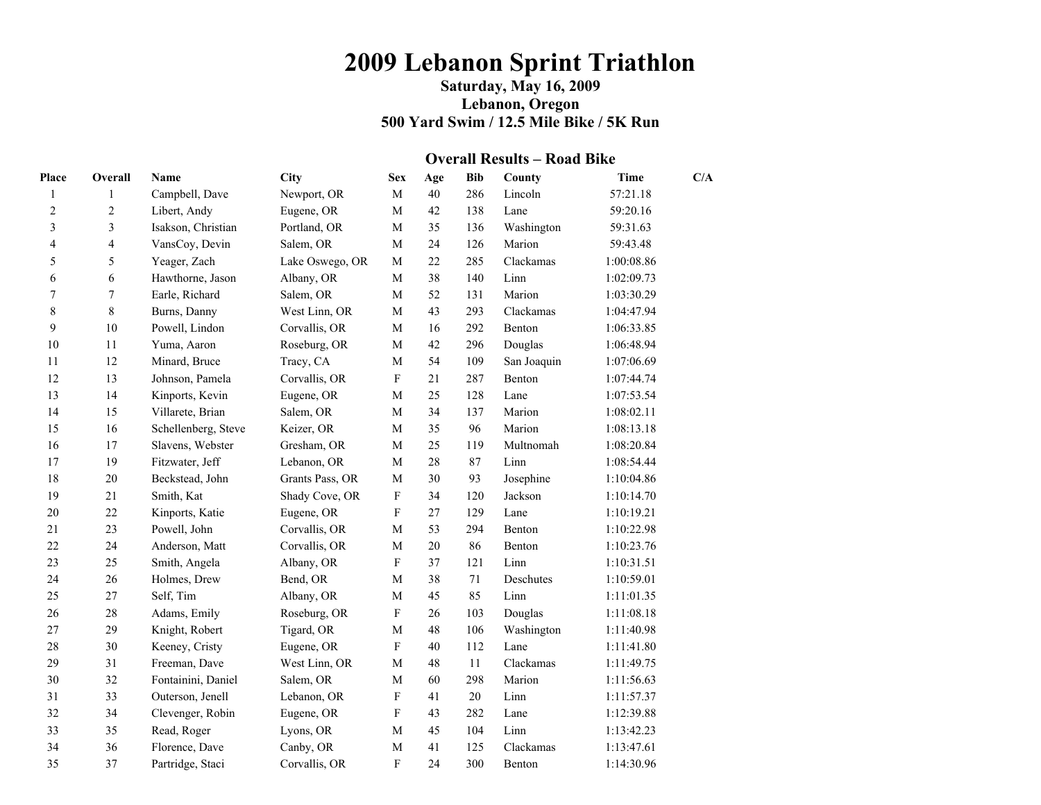# 2009 Lebanon Sprint Triathlon

**Saturday, May 16, 2009**

**Lebanon, Oregon**

**500 Yard Swim / 12.5 Mile Bike / 5K Run**

## Overall Results – Road Bike

| Place | Overall | Name | City | Sex | Age | Bib | County | Time | C/A |
|---|---|---|---|---|---|---|---|---|---|
| 1 | 1 | Campbell, Dave | Newport, OR | M | 40 | 286 | Lincoln | 57:21.18 | |
| 2 | 2 | Libert, Andy | Eugene, OR | M | 42 | 138 | Lane | 59:20.16 | |
| 3 | 3 | Isakson, Christian | Portland, OR | M | 35 | 136 | Washington | 59:31.63 | |
| 4 | 4 | VansCoy, Devin | Salem, OR | M | 24 | 126 | Marion | 59:43.48 | |
| 5 | 5 | Yeager, Zach | Lake Oswego, OR | M | 22 | 285 | Clackamas | 1:00:08.86 | |
| 6 | 6 | Hawthorne, Jason | Albany, OR | M | 38 | 140 | Linn | 1:02:09.73 | |
| 7 | 7 | Earle, Richard | Salem, OR | M | 52 | 131 | Marion | 1:03:30.29 | |
| 8 | 8 | Burns, Danny | West Linn, OR | M | 43 | 293 | Clackamas | 1:04:47.94 | |
| 9 | 10 | Powell, Lindon | Corvallis, OR | M | 16 | 292 | Benton | 1:06:33.85 | |
| 10 | 11 | Yuma, Aaron | Roseburg, OR | M | 42 | 296 | Douglas | 1:06:48.94 | |
| 11 | 12 | Minard, Bruce | Tracy, CA | M | 54 | 109 | San Joaquin | 1:07:06.69 | |
| 12 | 13 | Johnson, Pamela | Corvallis, OR | F | 21 | 287 | Benton | 1:07:44.74 | |
| 13 | 14 | Kinports, Kevin | Eugene, OR | M | 25 | 128 | Lane | 1:07:53.54 | |
| 14 | 15 | Villarete, Brian | Salem, OR | M | 34 | 137 | Marion | 1:08:02.11 | |
| 15 | 16 | Schellenberg, Steve | Keizer, OR | M | 35 | 96 | Marion | 1:08:13.18 | |
| 16 | 17 | Slavens, Webster | Gresham, OR | M | 25 | 119 | Multnomah | 1:08:20.84 | |
| 17 | 19 | Fitzwater, Jeff | Lebanon, OR | M | 28 | 87 | Linn | 1:08:54.44 | |
| 18 | 20 | Beckstead, John | Grants Pass, OR | M | 30 | 93 | Josephine | 1:10:04.86 | |
| 19 | 21 | Smith, Kat | Shady Cove, OR | F | 34 | 120 | Jackson | 1:10:14.70 | |
| 20 | 22 | Kinports, Katie | Eugene, OR | F | 27 | 129 | Lane | 1:10:19.21 | |
| 21 | 23 | Powell, John | Corvallis, OR | M | 53 | 294 | Benton | 1:10:22.98 | |
| 22 | 24 | Anderson, Matt | Corvallis, OR | M | 20 | 86 | Benton | 1:10:23.76 | |
| 23 | 25 | Smith, Angela | Albany, OR | F | 37 | 121 | Linn | 1:10:31.51 | |
| 24 | 26 | Holmes, Drew | Bend, OR | M | 38 | 71 | Deschutes | 1:10:59.01 | |
| 25 | 27 | Self, Tim | Albany, OR | M | 45 | 85 | Linn | 1:11:01.35 | |
| 26 | 28 | Adams, Emily | Roseburg, OR | F | 26 | 103 | Douglas | 1:11:08.18 | |
| 27 | 29 | Knight, Robert | Tigard, OR | M | 48 | 106 | Washington | 1:11:40.98 | |
| 28 | 30 | Keeney, Cristy | Eugene, OR | F | 40 | 112 | Lane | 1:11:41.80 | |
| 29 | 31 | Freeman, Dave | West Linn, OR | M | 48 | 11 | Clackamas | 1:11:49.75 | |
| 30 | 32 | Fontainini, Daniel | Salem, OR | M | 60 | 298 | Marion | 1:11:56.63 | |
| 31 | 33 | Outerson, Jenell | Lebanon, OR | F | 41 | 20 | Linn | 1:11:57.37 | |
| 32 | 34 | Clevenger, Robin | Eugene, OR | F | 43 | 282 | Lane | 1:12:39.88 | |
| 33 | 35 | Read, Roger | Lyons, OR | M | 45 | 104 | Linn | 1:13:42.23 | |
| 34 | 36 | Florence, Dave | Canby, OR | M | 41 | 125 | Clackamas | 1:13:47.61 | |
| 35 | 37 | Partridge, Staci | Corvallis, OR | F | 24 | 300 | Benton | 1:14:30.96 | |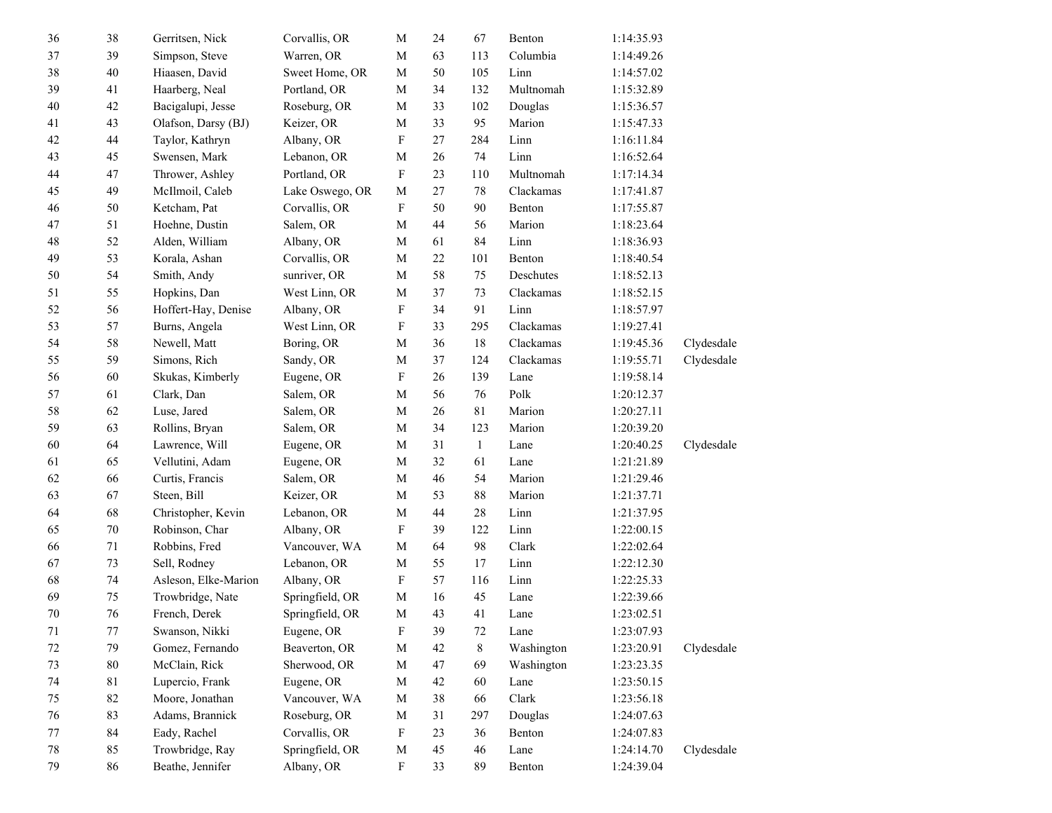| | | | | | | | | | |
|---|---|---|---|---|---|---|---|---|---|
| 36 | 38 | Gerritsen, Nick | Corvallis, OR | M | 24 | 67 | Benton | 1:14:35.93 | |
| 37 | 39 | Simpson, Steve | Warren, OR | M | 63 | 113 | Columbia | 1:14:49.26 | |
| 38 | 40 | Hiaasen, David | Sweet Home, OR | M | 50 | 105 | Linn | 1:14:57.02 | |
| 39 | 41 | Haarberg, Neal | Portland, OR | M | 34 | 132 | Multnomah | 1:15:32.89 | |
| 40 | 42 | Bacigalupi, Jesse | Roseburg, OR | M | 33 | 102 | Douglas | 1:15:36.57 | |
| 41 | 43 | Olafson, Darsy (BJ) | Keizer, OR | M | 33 | 95 | Marion | 1:15:47.33 | |
| 42 | 44 | Taylor, Kathryn | Albany, OR | F | 27 | 284 | Linn | 1:16:11.84 | |
| 43 | 45 | Swensen, Mark | Lebanon, OR | M | 26 | 74 | Linn | 1:16:52.64 | |
| 44 | 47 | Thrower, Ashley | Portland, OR | F | 23 | 110 | Multnomah | 1:17:14.34 | |
| 45 | 49 | McIlmoil, Caleb | Lake Oswego, OR | M | 27 | 78 | Clackamas | 1:17:41.87 | |
| 46 | 50 | Ketcham, Pat | Corvallis, OR | F | 50 | 90 | Benton | 1:17:55.87 | |
| 47 | 51 | Hoehne, Dustin | Salem, OR | M | 44 | 56 | Marion | 1:18:23.64 | |
| 48 | 52 | Alden, William | Albany, OR | M | 61 | 84 | Linn | 1:18:36.93 | |
| 49 | 53 | Korala, Ashan | Corvallis, OR | M | 22 | 101 | Benton | 1:18:40.54 | |
| 50 | 54 | Smith, Andy | sunriver, OR | M | 58 | 75 | Deschutes | 1:18:52.13 | |
| 51 | 55 | Hopkins, Dan | West Linn, OR | M | 37 | 73 | Clackamas | 1:18:52.15 | |
| 52 | 56 | Hoffert-Hay, Denise | Albany, OR | F | 34 | 91 | Linn | 1:18:57.97 | |
| 53 | 57 | Burns, Angela | West Linn, OR | F | 33 | 295 | Clackamas | 1:19:27.41 | |
| 54 | 58 | Newell, Matt | Boring, OR | M | 36 | 18 | Clackamas | 1:19:45.36 | Clydesdale |
| 55 | 59 | Simons, Rich | Sandy, OR | M | 37 | 124 | Clackamas | 1:19:55.71 | Clydesdale |
| 56 | 60 | Skukas, Kimberly | Eugene, OR | F | 26 | 139 | Lane | 1:19:58.14 | |
| 57 | 61 | Clark, Dan | Salem, OR | M | 56 | 76 | Polk | 1:20:12.37 | |
| 58 | 62 | Luse, Jared | Salem, OR | M | 26 | 81 | Marion | 1:20:27.11 | |
| 59 | 63 | Rollins, Bryan | Salem, OR | M | 34 | 123 | Marion | 1:20:39.20 | |
| 60 | 64 | Lawrence, Will | Eugene, OR | M | 31 | 1 | Lane | 1:20:40.25 | Clydesdale |
| 61 | 65 | Vellutini, Adam | Eugene, OR | M | 32 | 61 | Lane | 1:21:21.89 | |
| 62 | 66 | Curtis, Francis | Salem, OR | M | 46 | 54 | Marion | 1:21:29.46 | |
| 63 | 67 | Steen, Bill | Keizer, OR | M | 53 | 88 | Marion | 1:21:37.71 | |
| 64 | 68 | Christopher, Kevin | Lebanon, OR | M | 44 | 28 | Linn | 1:21:37.95 | |
| 65 | 70 | Robinson, Char | Albany, OR | F | 39 | 122 | Linn | 1:22:00.15 | |
| 66 | 71 | Robbins, Fred | Vancouver, WA | M | 64 | 98 | Clark | 1:22:02.64 | |
| 67 | 73 | Sell, Rodney | Lebanon, OR | M | 55 | 17 | Linn | 1:22:12.30 | |
| 68 | 74 | Asleson, Elke-Marion | Albany, OR | F | 57 | 116 | Linn | 1:22:25.33 | |
| 69 | 75 | Trowbridge, Nate | Springfield, OR | M | 16 | 45 | Lane | 1:22:39.66 | |
| 70 | 76 | French, Derek | Springfield, OR | M | 43 | 41 | Lane | 1:23:02.51 | |
| 71 | 77 | Swanson, Nikki | Eugene, OR | F | 39 | 72 | Lane | 1:23:07.93 | |
| 72 | 79 | Gomez, Fernando | Beaverton, OR | M | 42 | 8 | Washington | 1:23:20.91 | Clydesdale |
| 73 | 80 | McClain, Rick | Sherwood, OR | M | 47 | 69 | Washington | 1:23:23.35 | |
| 74 | 81 | Lupercio, Frank | Eugene, OR | M | 42 | 60 | Lane | 1:23:50.15 | |
| 75 | 82 | Moore, Jonathan | Vancouver, WA | M | 38 | 66 | Clark | 1:23:56.18 | |
| 76 | 83 | Adams, Brannick | Roseburg, OR | M | 31 | 297 | Douglas | 1:24:07.63 | |
| 77 | 84 | Eady, Rachel | Corvallis, OR | F | 23 | 36 | Benton | 1:24:07.83 | |
| 78 | 85 | Trowbridge, Ray | Springfield, OR | M | 45 | 46 | Lane | 1:24:14.70 | Clydesdale |
| 79 | 86 | Beathe, Jennifer | Albany, OR | F | 33 | 89 | Benton | 1:24:39.04 | |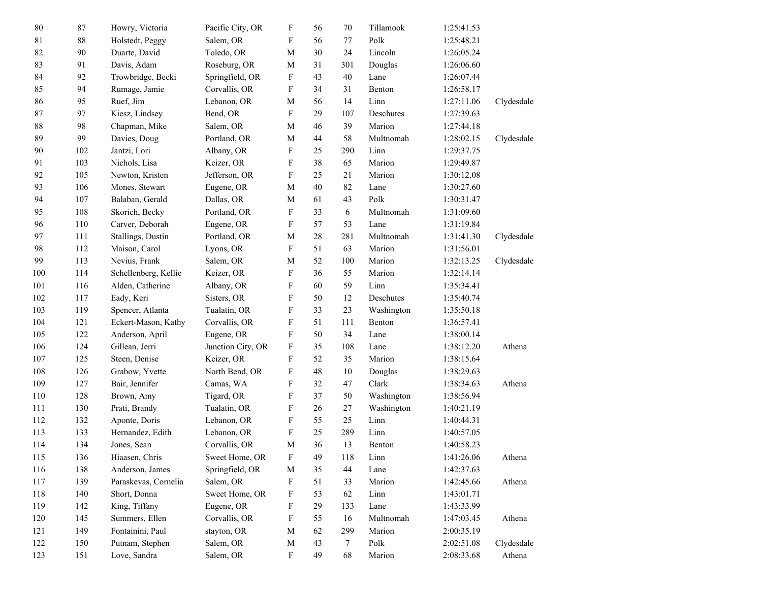| | | | | | | | | | |
|---|---|---|---|---|---|---|---|---|---|
| 80 | 87 | Howry, Victoria | Pacific City, OR | F | 56 | 70 | Tillamook | 1:25:41.53 | |
| 81 | 88 | Holstedt, Peggy | Salem, OR | F | 56 | 77 | Polk | 1:25:48.21 | |
| 82 | 90 | Duarte, David | Toledo, OR | M | 30 | 24 | Lincoln | 1:26:05.24 | |
| 83 | 91 | Davis, Adam | Roseburg, OR | M | 31 | 301 | Douglas | 1:26:06.60 | |
| 84 | 92 | Trowbridge, Becki | Springfield, OR | F | 43 | 40 | Lane | 1:26:07.44 | |
| 85 | 94 | Rumage, Jamie | Corvallis, OR | F | 34 | 31 | Benton | 1:26:58.17 | |
| 86 | 95 | Ruef, Jim | Lebanon, OR | M | 56 | 14 | Linn | 1:27:11.06 | Clydesdale |
| 87 | 97 | Kiesz, Lindsey | Bend, OR | F | 29 | 107 | Deschutes | 1:27:39.63 | |
| 88 | 98 | Chapman, Mike | Salem, OR | M | 46 | 39 | Marion | 1:27:44.18 | |
| 89 | 99 | Davies, Doug | Portland, OR | M | 44 | 58 | Multnomah | 1:28:02.15 | Clydesdale |
| 90 | 102 | Jantzi, Lori | Albany, OR | F | 25 | 290 | Linn | 1:29:37.75 | |
| 91 | 103 | Nichols, Lisa | Keizer, OR | F | 38 | 65 | Marion | 1:29:49.87 | |
| 92 | 105 | Newton, Kristen | Jefferson, OR | F | 25 | 21 | Marion | 1:30:12.08 | |
| 93 | 106 | Mones, Stewart | Eugene, OR | M | 40 | 82 | Lane | 1:30:27.60 | |
| 94 | 107 | Balaban, Gerald | Dallas, OR | M | 61 | 43 | Polk | 1:30:31.47 | |
| 95 | 108 | Skorich, Becky | Portland, OR | F | 33 | 6 | Multnomah | 1:31:09.60 | |
| 96 | 110 | Carver, Deborah | Eugene, OR | F | 57 | 53 | Lane | 1:31:19.84 | |
| 97 | 111 | Stallings, Dustin | Portland, OR | M | 28 | 281 | Multnomah | 1:31:41.30 | Clydesdale |
| 98 | 112 | Maison, Carol | Lyons, OR | F | 51 | 63 | Marion | 1:31:56.01 | |
| 99 | 113 | Nevius, Frank | Salem, OR | M | 52 | 100 | Marion | 1:32:13.25 | Clydesdale |
| 100 | 114 | Schellenberg, Kellie | Keizer, OR | F | 36 | 55 | Marion | 1:32:14.14 | |
| 101 | 116 | Alden, Catherine | Albany, OR | F | 60 | 59 | Linn | 1:35:34.41 | |
| 102 | 117 | Eady, Keri | Sisters, OR | F | 50 | 12 | Deschutes | 1:35:40.74 | |
| 103 | 119 | Spencer, Atlanta | Tualatin, OR | F | 33 | 23 | Washington | 1:35:50.18 | |
| 104 | 121 | Eckert-Mason, Kathy | Corvallis, OR | F | 51 | 111 | Benton | 1:36:57.41 | |
| 105 | 122 | Anderson, April | Eugene, OR | F | 50 | 34 | Lane | 1:38:00.14 | |
| 106 | 124 | Gillean, Jerri | Junction City, OR | F | 35 | 108 | Lane | 1:38:12.20 | Athena |
| 107 | 125 | Steen, Denise | Keizer, OR | F | 52 | 35 | Marion | 1:38:15.64 | |
| 108 | 126 | Grabow, Yvette | North Bend, OR | F | 48 | 10 | Douglas | 1:38:29.63 | |
| 109 | 127 | Bair, Jennifer | Camas, WA | F | 32 | 47 | Clark | 1:38:34.63 | Athena |
| 110 | 128 | Brown, Amy | Tigard, OR | F | 37 | 50 | Washington | 1:38:56.94 | |
| 111 | 130 | Prati, Brandy | Tualatin, OR | F | 26 | 27 | Washington | 1:40:21.19 | |
| 112 | 132 | Aponte, Doris | Lebanon, OR | F | 55 | 25 | Linn | 1:40:44.31 | |
| 113 | 133 | Hernandez, Edith | Lebanon, OR | F | 25 | 289 | Linn | 1:40:57.05 | |
| 114 | 134 | Jones, Sean | Corvallis, OR | M | 36 | 13 | Benton | 1:40:58.23 | |
| 115 | 136 | Hiaasen, Chris | Sweet Home, OR | F | 49 | 118 | Linn | 1:41:26.06 | Athena |
| 116 | 138 | Anderson, James | Springfield, OR | M | 35 | 44 | Lane | 1:42:37.63 | |
| 117 | 139 | Paraskevas, Cornelia | Salem, OR | F | 51 | 33 | Marion | 1:42:45.66 | Athena |
| 118 | 140 | Short, Donna | Sweet Home, OR | F | 53 | 62 | Linn | 1:43:01.71 | |
| 119 | 142 | King, Tiffany | Eugene, OR | F | 29 | 133 | Lane | 1:43:33.99 | |
| 120 | 145 | Summers, Ellen | Corvallis, OR | F | 55 | 16 | Multnomah | 1:47:03.45 | Athena |
| 121 | 149 | Fontainini, Paul | stayton, OR | M | 62 | 299 | Marion | 2:00:35.19 | |
| 122 | 150 | Putnam, Stephen | Salem, OR | M | 43 | 7 | Polk | 2:02:51.08 | Clydesdale |
| 123 | 151 | Love, Sandra | Salem, OR | F | 49 | 68 | Marion | 2:08:33.68 | Athena |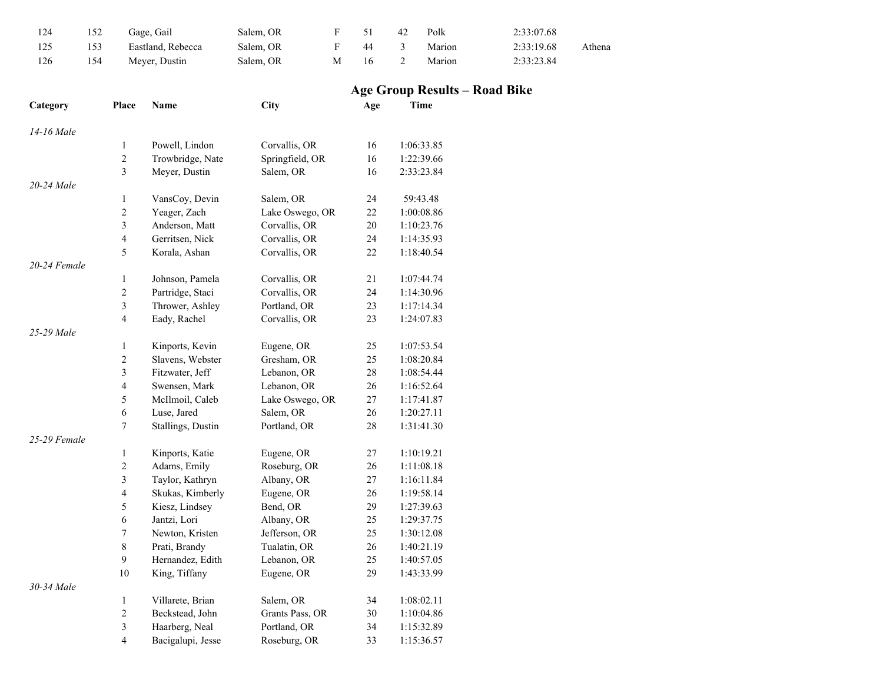| | | | | | | | | | |
|---|---|---|---|---|---|---|---|---|---|
| 124 | 152 | Gage, Gail | Salem, OR | F | 51 | 42 | Polk | 2:33:07.68 | |
| 125 | 153 | Eastland, Rebecca | Salem, OR | F | 44 | 3 | Marion | 2:33:19.68 | Athena |
| 126 | 154 | Meyer, Dustin | Salem, OR | M | 16 | 2 | Marion | 2:33:23.84 | |

## Age Group Results – Road Bike

| Category | Place | Name | City | Age | Time |
|---|---|---|---|---|---|
| *14-16 Male* | | | | | |
| | 1 | Powell, Lindon | Corvallis, OR | 16 | 1:06:33.85 |
| | 2 | Trowbridge, Nate | Springfield, OR | 16 | 1:22:39.66 |
| | 3 | Meyer, Dustin | Salem, OR | 16 | 2:33:23.84 |
| *20-24 Male* | | | | | |
| | 1 | VansCoy, Devin | Salem, OR | 24 | 59:43.48 |
| | 2 | Yeager, Zach | Lake Oswego, OR | 22 | 1:00:08.86 |
| | 3 | Anderson, Matt | Corvallis, OR | 20 | 1:10:23.76 |
| | 4 | Gerritsen, Nick | Corvallis, OR | 24 | 1:14:35.93 |
| | 5 | Korala, Ashan | Corvallis, OR | 22 | 1:18:40.54 |
| *20-24 Female* | | | | | |
| | 1 | Johnson, Pamela | Corvallis, OR | 21 | 1:07:44.74 |
| | 2 | Partridge, Staci | Corvallis, OR | 24 | 1:14:30.96 |
| | 3 | Thrower, Ashley | Portland, OR | 23 | 1:17:14.34 |
| | 4 | Eady, Rachel | Corvallis, OR | 23 | 1:24:07.83 |
| *25-29 Male* | | | | | |
| | 1 | Kinports, Kevin | Eugene, OR | 25 | 1:07:53.54 |
| | 2 | Slavens, Webster | Gresham, OR | 25 | 1:08:20.84 |
| | 3 | Fitzwater, Jeff | Lebanon, OR | 28 | 1:08:54.44 |
| | 4 | Swensen, Mark | Lebanon, OR | 26 | 1:16:52.64 |
| | 5 | McIlmoil, Caleb | Lake Oswego, OR | 27 | 1:17:41.87 |
| | 6 | Luse, Jared | Salem, OR | 26 | 1:20:27.11 |
| | 7 | Stallings, Dustin | Portland, OR | 28 | 1:31:41.30 |
| *25-29 Female* | | | | | |
| | 1 | Kinports, Katie | Eugene, OR | 27 | 1:10:19.21 |
| | 2 | Adams, Emily | Roseburg, OR | 26 | 1:11:08.18 |
| | 3 | Taylor, Kathryn | Albany, OR | 27 | 1:16:11.84 |
| | 4 | Skukas, Kimberly | Eugene, OR | 26 | 1:19:58.14 |
| | 5 | Kiesz, Lindsey | Bend, OR | 29 | 1:27:39.63 |
| | 6 | Jantzi, Lori | Albany, OR | 25 | 1:29:37.75 |
| | 7 | Newton, Kristen | Jefferson, OR | 25 | 1:30:12.08 |
| | 8 | Prati, Brandy | Tualatin, OR | 26 | 1:40:21.19 |
| | 9 | Hernandez, Edith | Lebanon, OR | 25 | 1:40:57.05 |
| | 10 | King, Tiffany | Eugene, OR | 29 | 1:43:33.99 |
| *30-34 Male* | | | | | |
| | 1 | Villarete, Brian | Salem, OR | 34 | 1:08:02.11 |
| | 2 | Beckstead, John | Grants Pass, OR | 30 | 1:10:04.86 |
| | 3 | Haarberg, Neal | Portland, OR | 34 | 1:15:32.89 |
| | 4 | Bacigalupi, Jesse | Roseburg, OR | 33 | 1:15:36.57 |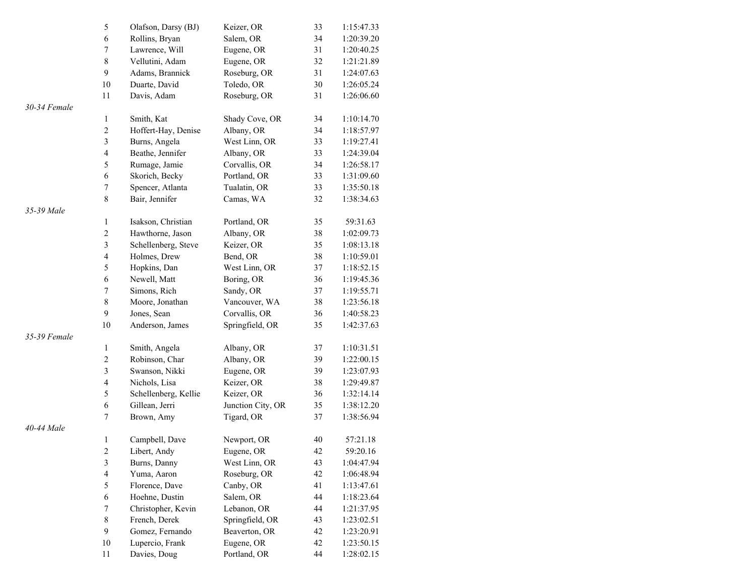| | | | | |
|---|---|---|---|---|
| 5 | Olafson, Darsy (BJ) | Keizer, OR | 33 | 1:15:47.33 |
| 6 | Rollins, Bryan | Salem, OR | 34 | 1:20:39.20 |
| 7 | Lawrence, Will | Eugene, OR | 31 | 1:20:40.25 |
| 8 | Vellutini, Adam | Eugene, OR | 32 | 1:21:21.89 |
| 9 | Adams, Brannick | Roseburg, OR | 31 | 1:24:07.63 |
| 10 | Duarte, David | Toledo, OR | 30 | 1:26:05.24 |
| 11 | Davis, Adam | Roseburg, OR | 31 | 1:26:06.60 |

*30-34 Female*

| | | | | |
|---|---|---|---|---|
| 1 | Smith, Kat | Shady Cove, OR | 34 | 1:10:14.70 |
| 2 | Hoffert-Hay, Denise | Albany, OR | 34 | 1:18:57.97 |
| 3 | Burns, Angela | West Linn, OR | 33 | 1:19:27.41 |
| 4 | Beathe, Jennifer | Albany, OR | 33 | 1:24:39.04 |
| 5 | Rumage, Jamie | Corvallis, OR | 34 | 1:26:58.17 |
| 6 | Skorich, Becky | Portland, OR | 33 | 1:31:09.60 |
| 7 | Spencer, Atlanta | Tualatin, OR | 33 | 1:35:50.18 |
| 8 | Bair, Jennifer | Camas, WA | 32 | 1:38:34.63 |

*35-39 Male*

| | | | | |
|---|---|---|---|---|
| 1 | Isakson, Christian | Portland, OR | 35 | 59:31.63 |
| 2 | Hawthorne, Jason | Albany, OR | 38 | 1:02:09.73 |
| 3 | Schellenberg, Steve | Keizer, OR | 35 | 1:08:13.18 |
| 4 | Holmes, Drew | Bend, OR | 38 | 1:10:59.01 |
| 5 | Hopkins, Dan | West Linn, OR | 37 | 1:18:52.15 |
| 6 | Newell, Matt | Boring, OR | 36 | 1:19:45.36 |
| 7 | Simons, Rich | Sandy, OR | 37 | 1:19:55.71 |
| 8 | Moore, Jonathan | Vancouver, WA | 38 | 1:23:56.18 |
| 9 | Jones, Sean | Corvallis, OR | 36 | 1:40:58.23 |
| 10 | Anderson, James | Springfield, OR | 35 | 1:42:37.63 |

*35-39 Female*

| | | | | |
|---|---|---|---|---|
| 1 | Smith, Angela | Albany, OR | 37 | 1:10:31.51 |
| 2 | Robinson, Char | Albany, OR | 39 | 1:22:00.15 |
| 3 | Swanson, Nikki | Eugene, OR | 39 | 1:23:07.93 |
| 4 | Nichols, Lisa | Keizer, OR | 38 | 1:29:49.87 |
| 5 | Schellenberg, Kellie | Keizer, OR | 36 | 1:32:14.14 |
| 6 | Gillean, Jerri | Junction City, OR | 35 | 1:38:12.20 |
| 7 | Brown, Amy | Tigard, OR | 37 | 1:38:56.94 |

*40-44 Male*

| | | | | |
|---|---|---|---|---|
| 1 | Campbell, Dave | Newport, OR | 40 | 57:21.18 |
| 2 | Libert, Andy | Eugene, OR | 42 | 59:20.16 |
| 3 | Burns, Danny | West Linn, OR | 43 | 1:04:47.94 |
| 4 | Yuma, Aaron | Roseburg, OR | 42 | 1:06:48.94 |
| 5 | Florence, Dave | Canby, OR | 41 | 1:13:47.61 |
| 6 | Hoehne, Dustin | Salem, OR | 44 | 1:18:23.64 |
| 7 | Christopher, Kevin | Lebanon, OR | 44 | 1:21:37.95 |
| 8 | French, Derek | Springfield, OR | 43 | 1:23:02.51 |
| 9 | Gomez, Fernando | Beaverton, OR | 42 | 1:23:20.91 |
| 10 | Lupercio, Frank | Eugene, OR | 42 | 1:23:50.15 |
| 11 | Davies, Doug | Portland, OR | 44 | 1:28:02.15 |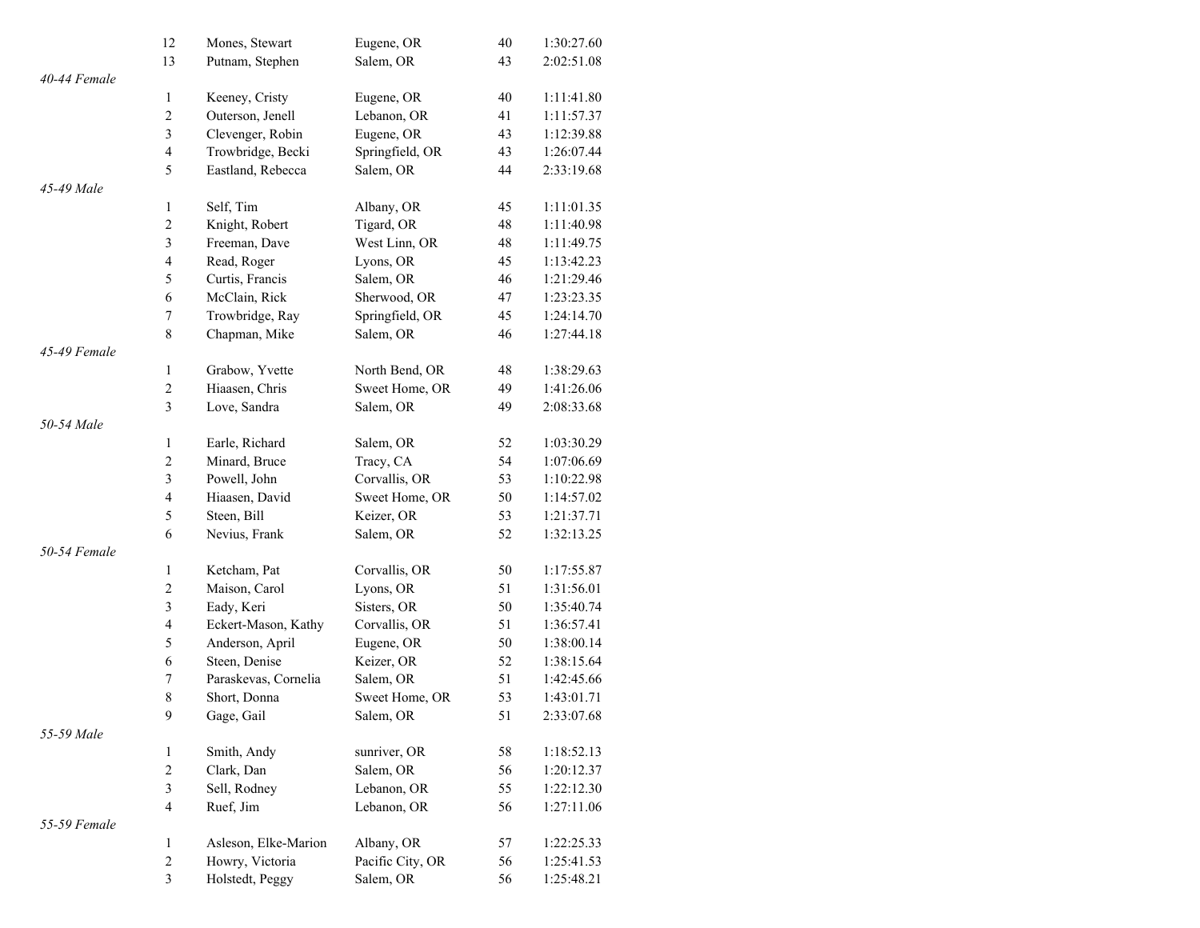| | | | | | |
|---|---|---|---|---|---|
| | 12 | Mones, Stewart | Eugene, OR | 40 | 1:30:27.60 |
| | 13 | Putnam, Stephen | Salem, OR | 43 | 2:02:51.08 |
| *40-44 Female* | | | | | |
| | 1 | Keeney, Cristy | Eugene, OR | 40 | 1:11:41.80 |
| | 2 | Outerson, Jenell | Lebanon, OR | 41 | 1:11:57.37 |
| | 3 | Clevenger, Robin | Eugene, OR | 43 | 1:12:39.88 |
| | 4 | Trowbridge, Becki | Springfield, OR | 43 | 1:26:07.44 |
| | 5 | Eastland, Rebecca | Salem, OR | 44 | 2:33:19.68 |
| *45-49 Male* | | | | | |
| | 1 | Self, Tim | Albany, OR | 45 | 1:11:01.35 |
| | 2 | Knight, Robert | Tigard, OR | 48 | 1:11:40.98 |
| | 3 | Freeman, Dave | West Linn, OR | 48 | 1:11:49.75 |
| | 4 | Read, Roger | Lyons, OR | 45 | 1:13:42.23 |
| | 5 | Curtis, Francis | Salem, OR | 46 | 1:21:29.46 |
| | 6 | McClain, Rick | Sherwood, OR | 47 | 1:23:23.35 |
| | 7 | Trowbridge, Ray | Springfield, OR | 45 | 1:24:14.70 |
| | 8 | Chapman, Mike | Salem, OR | 46 | 1:27:44.18 |
| *45-49 Female* | | | | | |
| | 1 | Grabow, Yvette | North Bend, OR | 48 | 1:38:29.63 |
| | 2 | Hiaasen, Chris | Sweet Home, OR | 49 | 1:41:26.06 |
| | 3 | Love, Sandra | Salem, OR | 49 | 2:08:33.68 |
| *50-54 Male* | | | | | |
| | 1 | Earle, Richard | Salem, OR | 52 | 1:03:30.29 |
| | 2 | Minard, Bruce | Tracy, CA | 54 | 1:07:06.69 |
| | 3 | Powell, John | Corvallis, OR | 53 | 1:10:22.98 |
| | 4 | Hiaasen, David | Sweet Home, OR | 50 | 1:14:57.02 |
| | 5 | Steen, Bill | Keizer, OR | 53 | 1:21:37.71 |
| | 6 | Nevius, Frank | Salem, OR | 52 | 1:32:13.25 |
| *50-54 Female* | | | | | |
| | 1 | Ketcham, Pat | Corvallis, OR | 50 | 1:17:55.87 |
| | 2 | Maison, Carol | Lyons, OR | 51 | 1:31:56.01 |
| | 3 | Eady, Keri | Sisters, OR | 50 | 1:35:40.74 |
| | 4 | Eckert-Mason, Kathy | Corvallis, OR | 51 | 1:36:57.41 |
| | 5 | Anderson, April | Eugene, OR | 50 | 1:38:00.14 |
| | 6 | Steen, Denise | Keizer, OR | 52 | 1:38:15.64 |
| | 7 | Paraskevas, Cornelia | Salem, OR | 51 | 1:42:45.66 |
| | 8 | Short, Donna | Sweet Home, OR | 53 | 1:43:01.71 |
| | 9 | Gage, Gail | Salem, OR | 51 | 2:33:07.68 |
| *55-59 Male* | | | | | |
| | 1 | Smith, Andy | sunriver, OR | 58 | 1:18:52.13 |
| | 2 | Clark, Dan | Salem, OR | 56 | 1:20:12.37 |
| | 3 | Sell, Rodney | Lebanon, OR | 55 | 1:22:12.30 |
| | 4 | Ruef, Jim | Lebanon, OR | 56 | 1:27:11.06 |
| *55-59 Female* | | | | | |
| | 1 | Asleson, Elke-Marion | Albany, OR | 57 | 1:22:25.33 |
| | 2 | Howry, Victoria | Pacific City, OR | 56 | 1:25:41.53 |
| | 3 | Holstedt, Peggy | Salem, OR | 56 | 1:25:48.21 |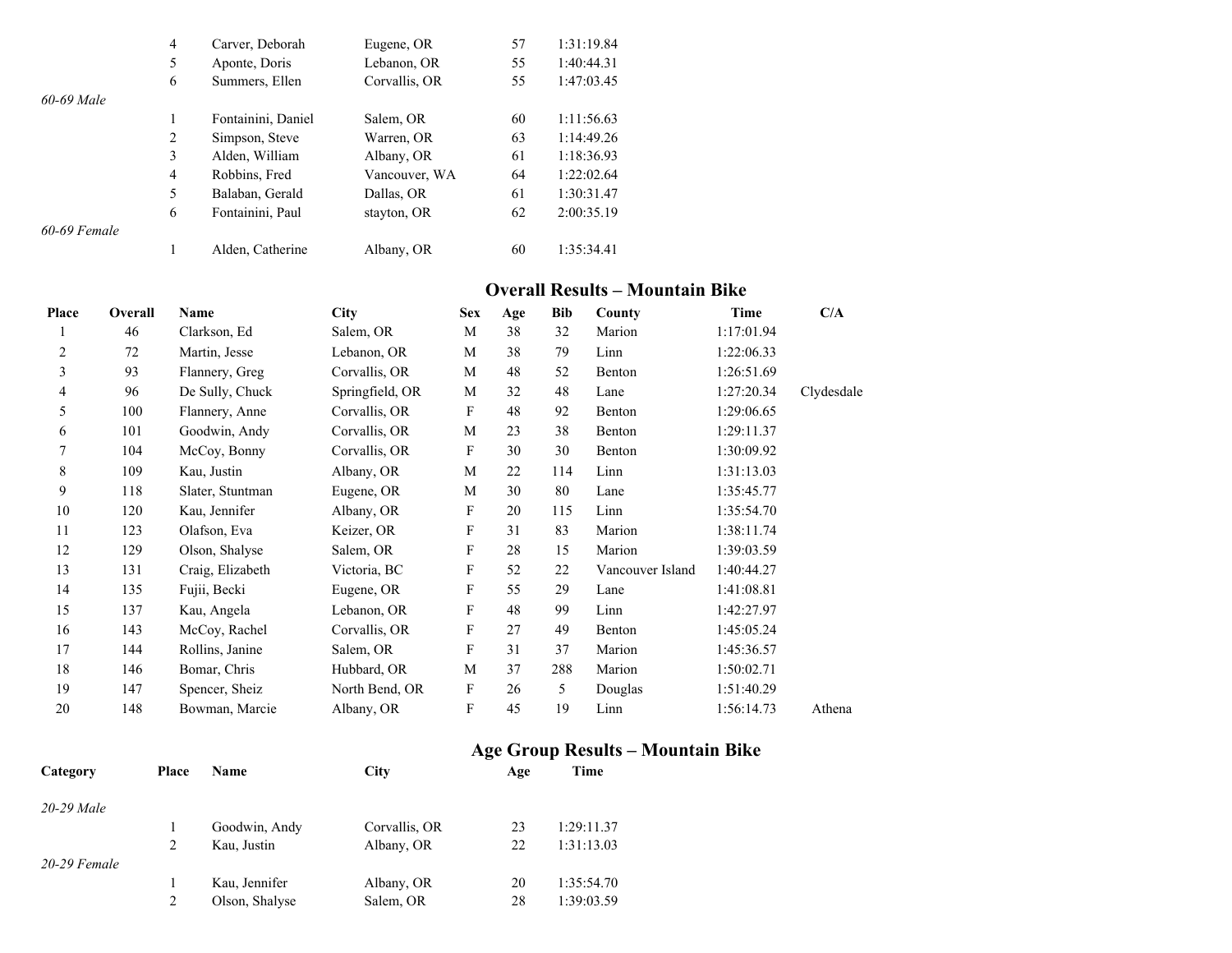| Category | Place | Name | City | Age | Time |
|---|---|---|---|---|---|
| | 4 | Carver, Deborah | Eugene, OR | 57 | 1:31:19.84 |
| | 5 | Aponte, Doris | Lebanon, OR | 55 | 1:40:44.31 |
| | 6 | Summers, Ellen | Corvallis, OR | 55 | 1:47:03.45 |
| *60-69 Male* | | | | | |
| | 1 | Fontainini, Daniel | Salem, OR | 60 | 1:11:56.63 |
| | 2 | Simpson, Steve | Warren, OR | 63 | 1:14:49.26 |
| | 3 | Alden, William | Albany, OR | 61 | 1:18:36.93 |
| | 4 | Robbins, Fred | Vancouver, WA | 64 | 1:22:02.64 |
| | 5 | Balaban, Gerald | Dallas, OR | 61 | 1:30:31.47 |
| | 6 | Fontainini, Paul | stayton, OR | 62 | 2:00:35.19 |
| *60-69 Female* | | | | | |
| | 1 | Alden, Catherine | Albany, OR | 60 | 1:35:34.41 |

## Overall Results – Mountain Bike

| Place | Overall | Name | City | Sex | Age | Bib | County | Time | C/A |
|---|---|---|---|---|---|---|---|---|---|
| 1 | 46 | Clarkson, Ed | Salem, OR | M | 38 | 32 | Marion | 1:17:01.94 | |
| 2 | 72 | Martin, Jesse | Lebanon, OR | M | 38 | 79 | Linn | 1:22:06.33 | |
| 3 | 93 | Flannery, Greg | Corvallis, OR | M | 48 | 52 | Benton | 1:26:51.69 | |
| 4 | 96 | De Sully, Chuck | Springfield, OR | M | 32 | 48 | Lane | 1:27:20.34 | Clydesdale |
| 5 | 100 | Flannery, Anne | Corvallis, OR | F | 48 | 92 | Benton | 1:29:06.65 | |
| 6 | 101 | Goodwin, Andy | Corvallis, OR | M | 23 | 38 | Benton | 1:29:11.37 | |
| 7 | 104 | McCoy, Bonny | Corvallis, OR | F | 30 | 30 | Benton | 1:30:09.92 | |
| 8 | 109 | Kau, Justin | Albany, OR | M | 22 | 114 | Linn | 1:31:13.03 | |
| 9 | 118 | Slater, Stuntman | Eugene, OR | M | 30 | 80 | Lane | 1:35:45.77 | |
| 10 | 120 | Kau, Jennifer | Albany, OR | F | 20 | 115 | Linn | 1:35:54.70 | |
| 11 | 123 | Olafson, Eva | Keizer, OR | F | 31 | 83 | Marion | 1:38:11.74 | |
| 12 | 129 | Olson, Shalyse | Salem, OR | F | 28 | 15 | Marion | 1:39:03.59 | |
| 13 | 131 | Craig, Elizabeth | Victoria, BC | F | 52 | 22 | Vancouver Island | 1:40:44.27 | |
| 14 | 135 | Fujii, Becki | Eugene, OR | F | 55 | 29 | Lane | 1:41:08.81 | |
| 15 | 137 | Kau, Angela | Lebanon, OR | F | 48 | 99 | Linn | 1:42:27.97 | |
| 16 | 143 | McCoy, Rachel | Corvallis, OR | F | 27 | 49 | Benton | 1:45:05.24 | |
| 17 | 144 | Rollins, Janine | Salem, OR | F | 31 | 37 | Marion | 1:45:36.57 | |
| 18 | 146 | Bomar, Chris | Hubbard, OR | M | 37 | 288 | Marion | 1:50:02.71 | |
| 19 | 147 | Spencer, Sheiz | North Bend, OR | F | 26 | 5 | Douglas | 1:51:40.29 | |
| 20 | 148 | Bowman, Marcie | Albany, OR | F | 45 | 19 | Linn | 1:56:14.73 | Athena |

## Age Group Results – Mountain Bike

| Category | Place | Name | City | Age | Time |
|---|---|---|---|---|---|
| *20-29 Male* | | | | | |
| | 1 | Goodwin, Andy | Corvallis, OR | 23 | 1:29:11.37 |
| | 2 | Kau, Justin | Albany, OR | 22 | 1:31:13.03 |
| *20-29 Female* | | | | | |
| | 1 | Kau, Jennifer | Albany, OR | 20 | 1:35:54.70 |
| | 2 | Olson, Shalyse | Salem, OR | 28 | 1:39:03.59 |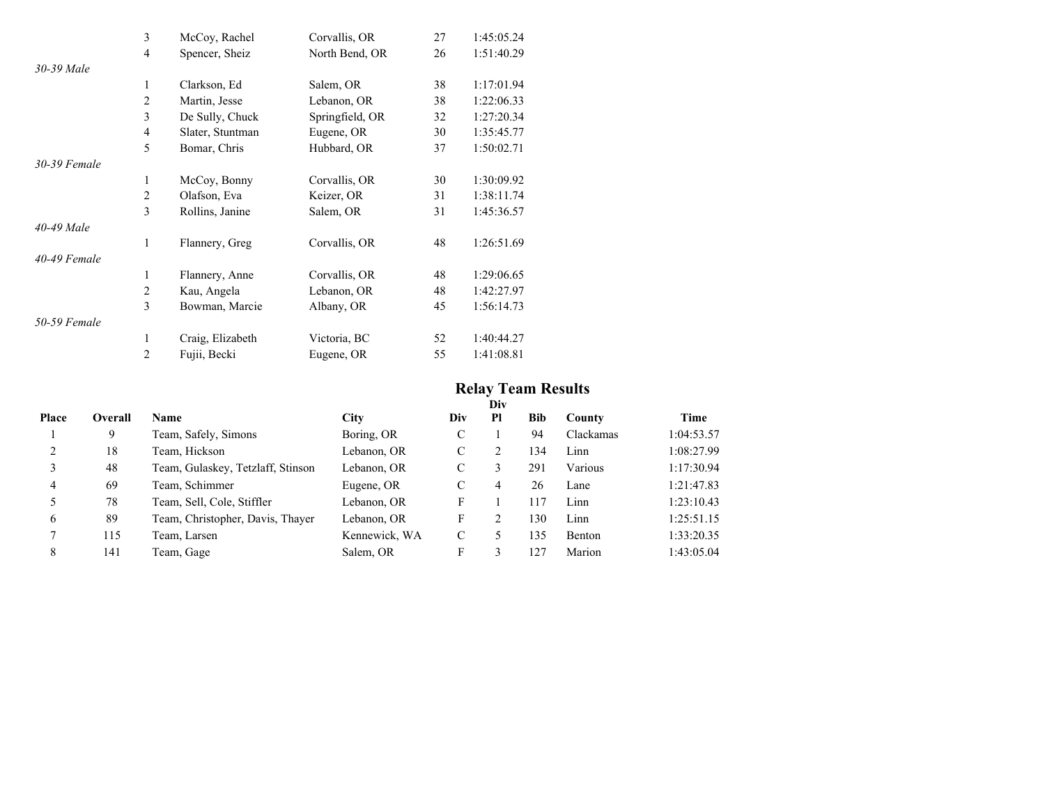| | | | | |
|---|---|---|---|---|
| | 3 | McCoy, Rachel | Corvallis, OR | 27 | 1:45:05.24 |
| | 4 | Spencer, Sheiz | North Bend, OR | 26 | 1:51:40.29 |
| *30-39 Male* | | | | | |
| | 1 | Clarkson, Ed | Salem, OR | 38 | 1:17:01.94 |
| | 2 | Martin, Jesse | Lebanon, OR | 38 | 1:22:06.33 |
| | 3 | De Sully, Chuck | Springfield, OR | 32 | 1:27:20.34 |
| | 4 | Slater, Stuntman | Eugene, OR | 30 | 1:35:45.77 |
| | 5 | Bomar, Chris | Hubbard, OR | 37 | 1:50:02.71 |
| *30-39 Female* | | | | | |
| | 1 | McCoy, Bonny | Corvallis, OR | 30 | 1:30:09.92 |
| | 2 | Olafson, Eva | Keizer, OR | 31 | 1:38:11.74 |
| | 3 | Rollins, Janine | Salem, OR | 31 | 1:45:36.57 |
| *40-49 Male* | | | | | |
| | 1 | Flannery, Greg | Corvallis, OR | 48 | 1:26:51.69 |
| *40-49 Female* | | | | | |
| | 1 | Flannery, Anne | Corvallis, OR | 48 | 1:29:06.65 |
| | 2 | Kau, Angela | Lebanon, OR | 48 | 1:42:27.97 |
| | 3 | Bowman, Marcie | Albany, OR | 45 | 1:56:14.73 |
| *50-59 Female* | | | | | |
| | 1 | Craig, Elizabeth | Victoria, BC | 52 | 1:40:44.27 |
| | 2 | Fujii, Becki | Eugene, OR | 55 | 1:41:08.81 |

## Relay Team Results

| Place | Overall | Name | City | Div | Div Pl | Bib | County | Time |
|---|---|---|---|---|---|---|---|---|
| 1 | 9 | Team, Safely, Simons | Boring, OR | C | 1 | 94 | Clackamas | 1:04:53.57 |
| 2 | 18 | Team, Hickson | Lebanon, OR | C | 2 | 134 | Linn | 1:08:27.99 |
| 3 | 48 | Team, Gulaskey, Tetzlaff, Stinson | Lebanon, OR | C | 3 | 291 | Various | 1:17:30.94 |
| 4 | 69 | Team, Schimmer | Eugene, OR | C | 4 | 26 | Lane | 1:21:47.83 |
| 5 | 78 | Team, Sell, Cole, Stiffler | Lebanon, OR | F | 1 | 117 | Linn | 1:23:10.43 |
| 6 | 89 | Team, Christopher, Davis, Thayer | Lebanon, OR | F | 2 | 130 | Linn | 1:25:51.15 |
| 7 | 115 | Team, Larsen | Kennewick, WA | C | 5 | 135 | Benton | 1:33:20.35 |
| 8 | 141 | Team, Gage | Salem, OR | F | 3 | 127 | Marion | 1:43:05.04 |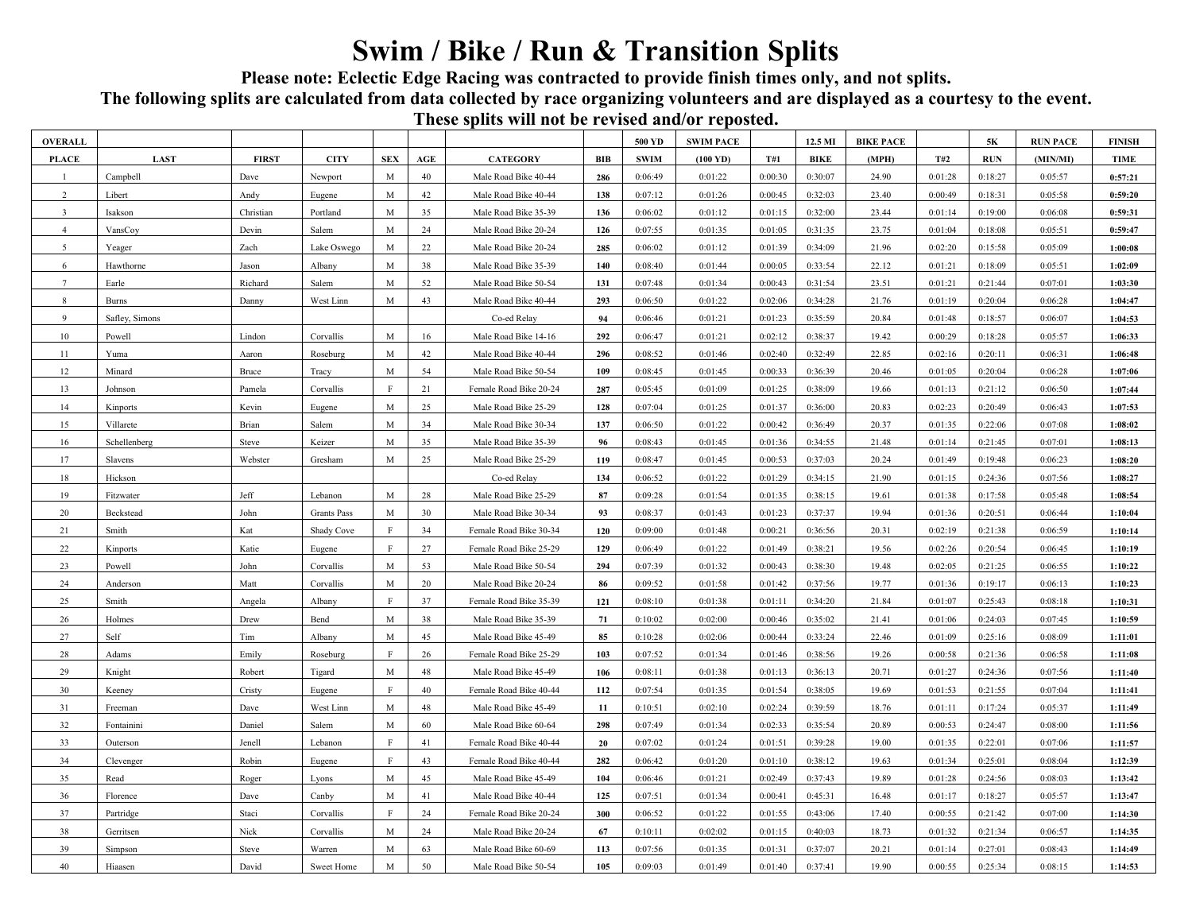# Swim / Bike / Run & Transition Splits

**Please note: Eclectic Edge Racing was contracted to provide finish times only, and not splits.**

**The following splits are calculated from data collected by race organizing volunteers and are displayed as a courtesy to the event.**

**These splits will not be revised and/or reposted.**

| OVERALL |  |  |  |  |  |  |  | 500 YD | SWIM PACE |  | 12.5 MI | BIKE PACE |  | 5K | RUN PACE | FINISH |
|---|---|---|---|---|---|---|---|---|---|---|---|---|---|---|---|---|
| PLACE | LAST | FIRST | CITY | SEX | AGE | CATEGORY | BIB | SWIM | (100 YD) | T#1 | BIKE | (MPH) | T#2 | RUN | (MIN/MI) | TIME |
| 1 | Campbell | Dave | Newport | M | 40 | Male Road Bike 40-44 | 286 | 0:06:49 | 0:01:22 | 0:00:30 | 0:30:07 | 24.90 | 0:01:28 | 0:18:27 | 0:05:57 | 0:57:21 |
| 2 | Libert | Andy | Eugene | M | 42 | Male Road Bike 40-44 | 138 | 0:07:12 | 0:01:26 | 0:00:45 | 0:32:03 | 23.40 | 0:00:49 | 0:18:31 | 0:05:58 | 0:59:20 |
| 3 | Isakson | Christian | Portland | M | 35 | Male Road Bike 35-39 | 136 | 0:06:02 | 0:01:12 | 0:01:15 | 0:32:00 | 23.44 | 0:01:14 | 0:19:00 | 0:06:08 | 0:59:31 |
| 4 | VansCoy | Devin | Salem | M | 24 | Male Road Bike 20-24 | 126 | 0:07:55 | 0:01:35 | 0:01:05 | 0:31:35 | 23.75 | 0:01:04 | 0:18:08 | 0:05:51 | 0:59:47 |
| 5 | Yeager | Zach | Lake Oswego | M | 22 | Male Road Bike 20-24 | 285 | 0:06:02 | 0:01:12 | 0:01:39 | 0:34:09 | 21.96 | 0:02:20 | 0:15:58 | 0:05:09 | 1:00:08 |
| 6 | Hawthorne | Jason | Albany | M | 38 | Male Road Bike 35-39 | 140 | 0:08:40 | 0:01:44 | 0:00:05 | 0:33:54 | 22.12 | 0:01:21 | 0:18:09 | 0:05:51 | 1:02:09 |
| 7 | Earle | Richard | Salem | M | 52 | Male Road Bike 50-54 | 131 | 0:07:48 | 0:01:34 | 0:00:43 | 0:31:54 | 23.51 | 0:01:21 | 0:21:44 | 0:07:01 | 1:03:30 |
| 8 | Burns | Danny | West Linn | M | 43 | Male Road Bike 40-44 | 293 | 0:06:50 | 0:01:22 | 0:02:06 | 0:34:28 | 21.76 | 0:01:19 | 0:20:04 | 0:06:28 | 1:04:47 |
| 9 | Safley, Simons |  |  |  |  | Co-ed Relay | 94 | 0:06:46 | 0:01:21 | 0:01:23 | 0:35:59 | 20.84 | 0:01:48 | 0:18:57 | 0:06:07 | 1:04:53 |
| 10 | Powell | Lindon | Corvallis | M | 16 | Male Road Bike 14-16 | 292 | 0:06:47 | 0:01:21 | 0:02:12 | 0:38:37 | 19.42 | 0:00:29 | 0:18:28 | 0:05:57 | 1:06:33 |
| 11 | Yuma | Aaron | Roseburg | M | 42 | Male Road Bike 40-44 | 296 | 0:08:52 | 0:01:46 | 0:02:40 | 0:32:49 | 22.85 | 0:02:16 | 0:20:11 | 0:06:31 | 1:06:48 |
| 12 | Minard | Bruce | Tracy | M | 54 | Male Road Bike 50-54 | 109 | 0:08:45 | 0:01:45 | 0:00:33 | 0:36:39 | 20.46 | 0:01:05 | 0:20:04 | 0:06:28 | 1:07:06 |
| 13 | Johnson | Pamela | Corvallis | F | 21 | Female Road Bike 20-24 | 287 | 0:05:45 | 0:01:09 | 0:01:25 | 0:38:09 | 19.66 | 0:01:13 | 0:21:12 | 0:06:50 | 1:07:44 |
| 14 | Kinports | Kevin | Eugene | M | 25 | Male Road Bike 25-29 | 128 | 0:07:04 | 0:01:25 | 0:01:37 | 0:36:00 | 20.83 | 0:02:23 | 0:20:49 | 0:06:43 | 1:07:53 |
| 15 | Villarete | Brian | Salem | M | 34 | Male Road Bike 30-34 | 137 | 0:06:50 | 0:01:22 | 0:00:42 | 0:36:49 | 20.37 | 0:01:35 | 0:22:06 | 0:07:08 | 1:08:02 |
| 16 | Schellenberg | Steve | Keizer | M | 35 | Male Road Bike 35-39 | 96 | 0:08:43 | 0:01:45 | 0:01:36 | 0:34:55 | 21.48 | 0:01:14 | 0:21:45 | 0:07:01 | 1:08:13 |
| 17 | Slavens | Webster | Gresham | M | 25 | Male Road Bike 25-29 | 119 | 0:08:47 | 0:01:45 | 0:00:53 | 0:37:03 | 20.24 | 0:01:49 | 0:19:48 | 0:06:23 | 1:08:20 |
| 18 | Hickson |  |  |  |  | Co-ed Relay | 134 | 0:06:52 | 0:01:22 | 0:01:29 | 0:34:15 | 21.90 | 0:01:15 | 0:24:36 | 0:07:56 | 1:08:27 |
| 19 | Fitzwater | Jeff | Lebanon | M | 28 | Male Road Bike 25-29 | 87 | 0:09:28 | 0:01:54 | 0:01:35 | 0:38:15 | 19.61 | 0:01:38 | 0:17:58 | 0:05:48 | 1:08:54 |
| 20 | Beckstead | John | Grants Pass | M | 30 | Male Road Bike 30-34 | 93 | 0:08:37 | 0:01:43 | 0:01:23 | 0:37:37 | 19.94 | 0:01:36 | 0:20:51 | 0:06:44 | 1:10:04 |
| 21 | Smith | Kat | Shady Cove | F | 34 | Female Road Bike 30-34 | 120 | 0:09:00 | 0:01:48 | 0:00:21 | 0:36:56 | 20.31 | 0:02:19 | 0:21:38 | 0:06:59 | 1:10:14 |
| 22 | Kinports | Katie | Eugene | F | 27 | Female Road Bike 25-29 | 129 | 0:06:49 | 0:01:22 | 0:01:49 | 0:38:21 | 19.56 | 0:02:26 | 0:20:54 | 0:06:45 | 1:10:19 |
| 23 | Powell | John | Corvallis | M | 53 | Male Road Bike 50-54 | 294 | 0:07:39 | 0:01:32 | 0:00:43 | 0:38:30 | 19.48 | 0:02:05 | 0:21:25 | 0:06:55 | 1:10:22 |
| 24 | Anderson | Matt | Corvallis | M | 20 | Male Road Bike 20-24 | 86 | 0:09:52 | 0:01:58 | 0:01:42 | 0:37:56 | 19.77 | 0:01:36 | 0:19:17 | 0:06:13 | 1:10:23 |
| 25 | Smith | Angela | Albany | F | 37 | Female Road Bike 35-39 | 121 | 0:08:10 | 0:01:38 | 0:01:11 | 0:34:20 | 21.84 | 0:01:07 | 0:25:43 | 0:08:18 | 1:10:31 |
| 26 | Holmes | Drew | Bend | M | 38 | Male Road Bike 35-39 | 71 | 0:10:02 | 0:02:00 | 0:00:46 | 0:35:02 | 21.41 | 0:01:06 | 0:24:03 | 0:07:45 | 1:10:59 |
| 27 | Self | Tim | Albany | M | 45 | Male Road Bike 45-49 | 85 | 0:10:28 | 0:02:06 | 0:00:44 | 0:33:24 | 22.46 | 0:01:09 | 0:25:16 | 0:08:09 | 1:11:01 |
| 28 | Adams | Emily | Roseburg | F | 26 | Female Road Bike 25-29 | 103 | 0:07:52 | 0:01:34 | 0:01:46 | 0:38:56 | 19.26 | 0:00:58 | 0:21:36 | 0:06:58 | 1:11:08 |
| 29 | Knight | Robert | Tigard | M | 48 | Male Road Bike 45-49 | 106 | 0:08:11 | 0:01:38 | 0:01:13 | 0:36:13 | 20.71 | 0:01:27 | 0:24:36 | 0:07:56 | 1:11:40 |
| 30 | Keeney | Cristy | Eugene | F | 40 | Female Road Bike 40-44 | 112 | 0:07:54 | 0:01:35 | 0:01:54 | 0:38:05 | 19.69 | 0:01:53 | 0:21:55 | 0:07:04 | 1:11:41 |
| 31 | Freeman | Dave | West Linn | M | 48 | Male Road Bike 45-49 | 11 | 0:10:51 | 0:02:10 | 0:02:24 | 0:39:59 | 18.76 | 0:01:11 | 0:17:24 | 0:05:37 | 1:11:49 |
| 32 | Fontainini | Daniel | Salem | M | 60 | Male Road Bike 60-64 | 298 | 0:07:49 | 0:01:34 | 0:02:33 | 0:35:54 | 20.89 | 0:00:53 | 0:24:47 | 0:08:00 | 1:11:56 |
| 33 | Outerson | Jenell | Lebanon | F | 41 | Female Road Bike 40-44 | 20 | 0:07:02 | 0:01:24 | 0:01:51 | 0:39:28 | 19.00 | 0:01:35 | 0:22:01 | 0:07:06 | 1:11:57 |
| 34 | Clevenger | Robin | Eugene | F | 43 | Female Road Bike 40-44 | 282 | 0:06:42 | 0:01:20 | 0:01:10 | 0:38:12 | 19.63 | 0:01:34 | 0:25:01 | 0:08:04 | 1:12:39 |
| 35 | Read | Roger | Lyons | M | 45 | Male Road Bike 45-49 | 104 | 0:06:46 | 0:01:21 | 0:02:49 | 0:37:43 | 19.89 | 0:01:28 | 0:24:56 | 0:08:03 | 1:13:42 |
| 36 | Florence | Dave | Canby | M | 41 | Male Road Bike 40-44 | 125 | 0:07:51 | 0:01:34 | 0:00:41 | 0:45:31 | 16.48 | 0:01:17 | 0:18:27 | 0:05:57 | 1:13:47 |
| 37 | Partridge | Staci | Corvallis | F | 24 | Female Road Bike 20-24 | 300 | 0:06:52 | 0:01:22 | 0:01:55 | 0:43:06 | 17.40 | 0:00:55 | 0:21:42 | 0:07:00 | 1:14:30 |
| 38 | Gerritsen | Nick | Corvallis | M | 24 | Male Road Bike 20-24 | 67 | 0:10:11 | 0:02:02 | 0:01:15 | 0:40:03 | 18.73 | 0:01:32 | 0:21:34 | 0:06:57 | 1:14:35 |
| 39 | Simpson | Steve | Warren | M | 63 | Male Road Bike 60-69 | 113 | 0:07:56 | 0:01:35 | 0:01:31 | 0:37:07 | 20.21 | 0:01:14 | 0:27:01 | 0:08:43 | 1:14:49 |
| 40 | Hiaasen | David | Sweet Home | M | 50 | Male Road Bike 50-54 | 105 | 0:09:03 | 0:01:49 | 0:01:40 | 0:37:41 | 19.90 | 0:00:55 | 0:25:34 | 0:08:15 | 1:14:53 |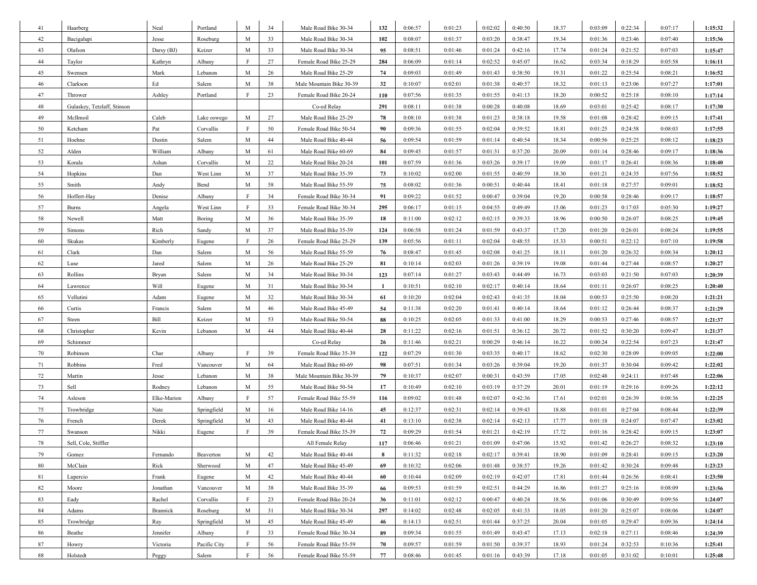| 41 | Haarberg | Neal | Portland | M | 34 | Male Road Bike 30-34 | 132 | 0:06:57 | 0:01:23 | 0:02:02 | 0:40:50 | 18.37 | 0:03:09 | 0:22:34 | 0:07:17 | 1:15:32 |
|---|---|---|---|---|---|---|---|---|---|---|---|---|---|---|---|---|
| 42 | Bacigalupi | Jesse | Roseburg | M | 33 | Male Road Bike 30-34 | 102 | 0:08:07 | 0:01:37 | 0:03:20 | 0:38:47 | 19.34 | 0:01:36 | 0:23:46 | 0:07:40 | 1:15:36 |
| 43 | Olafson | Darsy (BJ) | Keizer | M | 33 | Male Road Bike 30-34 | 95 | 0:08:51 | 0:01:46 | 0:01:24 | 0:42:16 | 17.74 | 0:01:24 | 0:21:52 | 0:07:03 | 1:15:47 |
| 44 | Taylor | Kathryn | Albany | F | 27 | Female Road Bike 25-29 | 284 | 0:06:09 | 0:01:14 | 0:02:52 | 0:45:07 | 16.62 | 0:03:34 | 0:18:29 | 0:05:58 | 1:16:11 |
| 45 | Swensen | Mark | Lebanon | M | 26 | Male Road Bike 25-29 | 74 | 0:09:03 | 0:01:49 | 0:01:43 | 0:38:50 | 19.31 | 0:01:22 | 0:25:54 | 0:08:21 | 1:16:52 |
| 46 | Clarkson | Ed | Salem | M | 38 | Male Mountain Bike 30-39 | 32 | 0:10:07 | 0:02:01 | 0:01:38 | 0:40:57 | 18.32 | 0:01:13 | 0:23:06 | 0:07:27 | 1:17:01 |
| 47 | Thrower | Ashley | Portland | F | 23 | Female Road Bike 20-24 | 110 | 0:07:56 | 0:01:35 | 0:01:55 | 0:41:13 | 18.20 | 0:00:52 | 0:25:18 | 0:08:10 | 1:17:14 |
| 48 | Gulaskey, Tetzlaff, Stinson | | | | | Co-ed Relay | 291 | 0:08:11 | 0:01:38 | 0:00:28 | 0:40:08 | 18.69 | 0:03:01 | 0:25:42 | 0:08:17 | 1:17:30 |
| 49 | McIlmoil | Caleb | Lake oswego | M | 27 | Male Road Bike 25-29 | 78 | 0:08:10 | 0:01:38 | 0:01:23 | 0:38:18 | 19.58 | 0:01:08 | 0:28:42 | 0:09:15 | 1:17:41 |
| 50 | Ketcham | Pat | Corvallis | F | 50 | Female Road Bike 50-54 | 90 | 0:09:36 | 0:01:55 | 0:02:04 | 0:39:52 | 18.81 | 0:01:25 | 0:24:58 | 0:08:03 | 1:17:55 |
| 51 | Hoehne | Dustin | Salem | M | 44 | Male Road Bike 40-44 | 56 | 0:09:54 | 0:01:59 | 0:01:14 | 0:40:54 | 18.34 | 0:00:56 | 0:25:25 | 0:08:12 | 1:18:23 |
| 52 | Alden | William | Albany | M | 61 | Male Road Bike 60-69 | 84 | 0:09:45 | 0:01:57 | 0:01:31 | 0:37:20 | 20.09 | 0:01:14 | 0:28:46 | 0:09:17 | 1:18:36 |
| 53 | Korala | Ashan | Corvallis | M | 22 | Male Road Bike 20-24 | 101 | 0:07:59 | 0:01:36 | 0:03:26 | 0:39:17 | 19.09 | 0:01:17 | 0:26:41 | 0:08:36 | 1:18:40 |
| 54 | Hopkins | Dan | West Linn | M | 37 | Male Road Bike 35-39 | 73 | 0:10:02 | 0:02:00 | 0:01:55 | 0:40:59 | 18.30 | 0:01:21 | 0:24:35 | 0:07:56 | 1:18:52 |
| 55 | Smith | Andy | Bend | M | 58 | Male Road Bike 55-59 | 75 | 0:08:02 | 0:01:36 | 0:00:51 | 0:40:44 | 18.41 | 0:01:18 | 0:27:57 | 0:09:01 | 1:18:52 |
| 56 | Hoffert-Hay | Denise | Albany | F | 34 | Female Road Bike 30-34 | 91 | 0:09:22 | 0:01:52 | 0:00:47 | 0:39:04 | 19.20 | 0:00:58 | 0:28:46 | 0:09:17 | 1:18:57 |
| 57 | Burns | Angela | West Linn | F | 33 | Female Road Bike 30-34 | 295 | 0:06:17 | 0:01:15 | 0:04:55 | 0:49:49 | 15.06 | 0:01:23 | 0:17:03 | 0:05:30 | 1:19:27 |
| 58 | Newell | Matt | Boring | M | 36 | Male Road Bike 35-39 | 18 | 0:11:00 | 0:02:12 | 0:02:15 | 0:39:33 | 18.96 | 0:00:50 | 0:26:07 | 0:08:25 | 1:19:45 |
| 59 | Simons | Rich | Sandy | M | 37 | Male Road Bike 35-39 | 124 | 0:06:58 | 0:01:24 | 0:01:59 | 0:43:37 | 17.20 | 0:01:20 | 0:26:01 | 0:08:24 | 1:19:55 |
| 60 | Skukas | Kimberly | Eugene | F | 26 | Female Road Bike 25-29 | 139 | 0:05:56 | 0:01:11 | 0:02:04 | 0:48:55 | 15.33 | 0:00:51 | 0:22:12 | 0:07:10 | 1:19:58 |
| 61 | Clark | Dan | Salem | M | 56 | Male Road Bike 55-59 | 76 | 0:08:47 | 0:01:45 | 0:02:08 | 0:41:25 | 18.11 | 0:01:20 | 0:26:32 | 0:08:34 | 1:20:12 |
| 62 | Luse | Jared | Salem | M | 26 | Male Road Bike 25-29 | 81 | 0:10:14 | 0:02:03 | 0:01:26 | 0:39:19 | 19.08 | 0:01:44 | 0:27:44 | 0:08:57 | 1:20:27 |
| 63 | Rollins | Bryan | Salem | M | 34 | Male Road Bike 30-34 | 123 | 0:07:14 | 0:01:27 | 0:03:43 | 0:44:49 | 16.73 | 0:03:03 | 0:21:50 | 0:07:03 | 1:20:39 |
| 64 | Lawrence | Will | Eugene | M | 31 | Male Road Bike 30-34 | 1 | 0:10:51 | 0:02:10 | 0:02:17 | 0:40:14 | 18.64 | 0:01:11 | 0:26:07 | 0:08:25 | 1:20:40 |
| 65 | Vellutini | Adam | Eugene | M | 32 | Male Road Bike 30-34 | 61 | 0:10:20 | 0:02:04 | 0:02:43 | 0:41:35 | 18.04 | 0:00:53 | 0:25:50 | 0:08:20 | 1:21:21 |
| 66 | Curtis | Francis | Salem | M | 46 | Male Road Bike 45-49 | 54 | 0:11:38 | 0:02:20 | 0:01:41 | 0:40:14 | 18.64 | 0:01:12 | 0:26:44 | 0:08:37 | 1:21:29 |
| 67 | Steen | Bill | Keizer | M | 53 | Male Road Bike 50-54 | 88 | 0:10:25 | 0:02:05 | 0:01:33 | 0:41:00 | 18.29 | 0:00:53 | 0:27:46 | 0:08:57 | 1:21:37 |
| 68 | Christopher | Kevin | Lebanon | M | 44 | Male Road Bike 40-44 | 28 | 0:11:22 | 0:02:16 | 0:01:51 | 0:36:12 | 20.72 | 0:01:52 | 0:30:20 | 0:09:47 | 1:21:37 |
| 69 | Schimmer | | | | | Co-ed Relay | 26 | 0:11:46 | 0:02:21 | 0:00:29 | 0:46:14 | 16.22 | 0:00:24 | 0:22:54 | 0:07:23 | 1:21:47 |
| 70 | Robinson | Char | Albany | F | 39 | Female Road Bike 35-39 | 122 | 0:07:29 | 0:01:30 | 0:03:35 | 0:40:17 | 18.62 | 0:02:30 | 0:28:09 | 0:09:05 | 1:22:00 |
| 71 | Robbins | Fred | Vancouver | M | 64 | Male Road Bike 60-69 | 98 | 0:07:51 | 0:01:34 | 0:03:26 | 0:39:04 | 19.20 | 0:01:37 | 0:30:04 | 0:09:42 | 1:22:02 |
| 72 | Martin | Jesse | Lebanon | M | 38 | Male Mountain Bike 30-39 | 79 | 0:10:37 | 0:02:07 | 0:00:31 | 0:43:59 | 17.05 | 0:02:48 | 0:24:11 | 0:07:48 | 1:22:06 |
| 73 | Sell | Rodney | Lebanon | M | 55 | Male Road Bike 50-54 | 17 | 0:10:49 | 0:02:10 | 0:03:19 | 0:37:29 | 20.01 | 0:01:19 | 0:29:16 | 0:09:26 | 1:22:12 |
| 74 | Asleson | Elke-Marion | Albany | F | 57 | Female Road Bike 55-59 | 116 | 0:09:02 | 0:01:48 | 0:02:07 | 0:42:36 | 17.61 | 0:02:01 | 0:26:39 | 0:08:36 | 1:22:25 |
| 75 | Trowbridge | Nate | Springfield | M | 16 | Male Road Bike 14-16 | 45 | 0:12:37 | 0:02:31 | 0:02:14 | 0:39:43 | 18.88 | 0:01:01 | 0:27:04 | 0:08:44 | 1:22:39 |
| 76 | French | Derek | Springfield | M | 43 | Male Road Bike 40-44 | 41 | 0:13:10 | 0:02:38 | 0:02:14 | 0:42:13 | 17.77 | 0:01:18 | 0:24:07 | 0:07:47 | 1:23:02 |
| 77 | Swanson | Nikki | Eugene | F | 39 | Female Road Bike 35-39 | 72 | 0:09:29 | 0:01:54 | 0:01:21 | 0:42:19 | 17.72 | 0:01:16 | 0:28:42 | 0:09:15 | 1:23:07 |
| 78 | Sell, Cole, Stiffler | | | | | All Female Relay | 117 | 0:06:46 | 0:01:21 | 0:01:09 | 0:47:06 | 15.92 | 0:01:42 | 0:26:27 | 0:08:32 | 1:23:10 |
| 79 | Gomez | Fernando | Beaverton | M | 42 | Male Road Bike 40-44 | 8 | 0:11:32 | 0:02:18 | 0:02:17 | 0:39:41 | 18.90 | 0:01:09 | 0:28:41 | 0:09:15 | 1:23:20 |
| 80 | McClain | Rick | Sherwood | M | 47 | Male Road Bike 45-49 | 69 | 0:10:32 | 0:02:06 | 0:01:48 | 0:38:57 | 19.26 | 0:01:42 | 0:30:24 | 0:09:48 | 1:23:23 |
| 81 | Lupercio | Frank | Eugene | M | 42 | Male Road Bike 40-44 | 60 | 0:10:44 | 0:02:09 | 0:02:19 | 0:42:07 | 17.81 | 0:01:44 | 0:26:56 | 0:08:41 | 1:23:50 |
| 82 | Moore | Jonathan | Vancouver | M | 38 | Male Road Bike 35-39 | 66 | 0:09:53 | 0:01:59 | 0:02:51 | 0:44:29 | 16.86 | 0:01:27 | 0:25:16 | 0:08:09 | 1:23:56 |
| 83 | Eady | Rachel | Corvallis | F | 23 | Female Road Bike 20-24 | 36 | 0:11:01 | 0:02:12 | 0:00:47 | 0:40:24 | 18.56 | 0:01:06 | 0:30:49 | 0:09:56 | 1:24:07 |
| 84 | Adams | Brannick | Roseburg | M | 31 | Male Road Bike 30-34 | 297 | 0:14:02 | 0:02:48 | 0:02:05 | 0:41:33 | 18.05 | 0:01:20 | 0:25:07 | 0:08:06 | 1:24:07 |
| 85 | Trowbridge | Ray | Springfield | M | 45 | Male Road Bike 45-49 | 46 | 0:14:13 | 0:02:51 | 0:01:44 | 0:37:25 | 20.04 | 0:01:05 | 0:29:47 | 0:09:36 | 1:24:14 |
| 86 | Beathe | Jennifer | Albany | F | 33 | Female Road Bike 30-34 | 89 | 0:09:34 | 0:01:55 | 0:01:49 | 0:43:47 | 17.13 | 0:02:18 | 0:27:11 | 0:08:46 | 1:24:39 |
| 87 | Howry | Victoria | Pacific City | F | 56 | Female Road Bike 55-59 | 70 | 0:09:57 | 0:01:59 | 0:01:50 | 0:39:37 | 18.93 | 0:01:24 | 0:32:53 | 0:10:36 | 1:25:41 |
| 88 | Holstedt | Peggy | Salem | F | 56 | Female Road Bike 55-59 | 77 | 0:08:46 | 0:01:45 | 0:01:16 | 0:43:39 | 17.18 | 0:01:05 | 0:31:02 | 0:10:01 | 1:25:48 |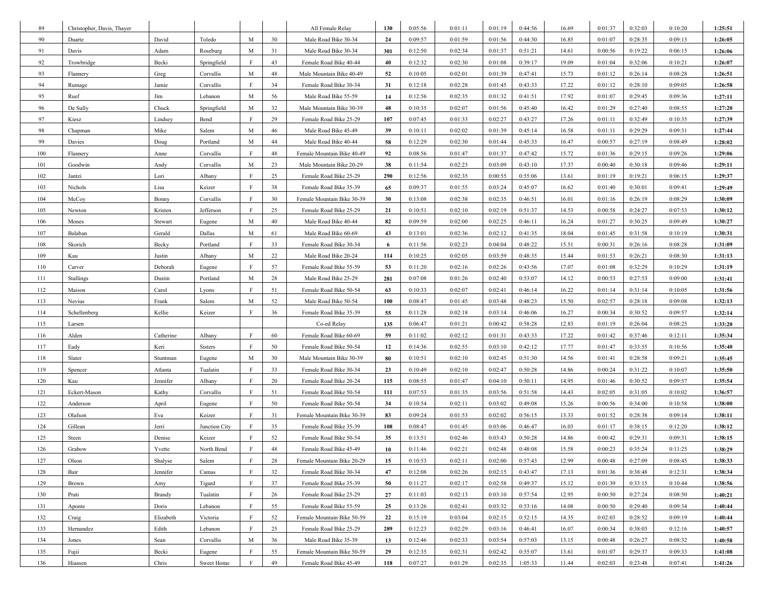| 89 | Christopher, Davis, Thayer | | | | | All Female Relay | 130 | 0:05:56 | 0:01:11 | 0:01:19 | 0:44:56 | 16.69 | 0:01:37 | 0:32:03 | 0:10:20 | **1:25:51** |
|---|---|---|---|---|---|---|---|---|---|---|---|---|---|---|---|---|
| 90 | Duarte | David | Toledo | M | 30 | Male Road Bike 30-34 | 24 | 0:09:57 | 0:01:59 | 0:01:56 | 0:44:30 | 16.85 | 0:01:07 | 0:28:35 | 0:09:13 | **1:26:05** |
| 91 | Davis | Adam | Roseburg | M | 31 | Male Road Bike 30-34 | 301 | 0:12:50 | 0:02:34 | 0:01:37 | 0:51:21 | 14.61 | 0:00:56 | 0:19:22 | 0:06:15 | **1:26:06** |
| 92 | Trowbridge | Becki | Springfield | F | 43 | Female Road Bike 40-44 | 40 | 0:12:32 | 0:02:30 | 0:01:08 | 0:39:17 | 19.09 | 0:01:04 | 0:32:06 | 0:10:21 | **1:26:07** |
| 93 | Flannery | Greg | Corvallis | M | 48 | Male Mountain Bike 40-49 | 52 | 0:10:05 | 0:02:01 | 0:01:39 | 0:47:41 | 15.73 | 0:01:12 | 0:26:14 | 0:08:28 | **1:26:51** |
| 94 | Rumage | Jamie | Corvallis | F | 34 | Female Road Bike 30-34 | 31 | 0:12:18 | 0:02:28 | 0:01:45 | 0:43:33 | 17.22 | 0:01:12 | 0:28:10 | 0:09:05 | **1:26:58** |
| 95 | Ruef | Jim | Lebanon | M | 56 | Male Road Bike 55-59 | 14 | 0:12:56 | 0:02:35 | 0:01:32 | 0:41:51 | 17.92 | 0:01:07 | 0:29:45 | 0:09:36 | **1:27:11** |
| 96 | De Sully | Chuck | Springfield | M | 32 | Male Mountain Bike 30-39 | 48 | 0:10:35 | 0:02:07 | 0:01:56 | 0:45:40 | 16.42 | 0:01:29 | 0:27:40 | 0:08:55 | **1:27:20** |
| 97 | Kiesz | Lindsey | Bend | F | 29 | Female Road Bike 25-29 | 107 | 0:07:45 | 0:01:33 | 0:02:27 | 0:43:27 | 17.26 | 0:01:11 | 0:32:49 | 0:10:35 | **1:27:39** |
| 98 | Chapman | Mike | Salem | M | 46 | Male Road Bike 45-49 | 39 | 0:10:11 | 0:02:02 | 0:01:39 | 0:45:14 | 16.58 | 0:01:11 | 0:29:29 | 0:09:31 | **1:27:44** |
| 99 | Davies | Doug | Portland | M | 44 | Male Road Bike 40-44 | 58 | 0:12:29 | 0:02:30 | 0:01:44 | 0:45:33 | 16.47 | 0:00:57 | 0:27:19 | 0:08:49 | **1:28:02** |
| 100 | Flannery | Anne | Corvallis | F | 48 | Female Mountain Bike 40-49 | 92 | 0:08:56 | 0:01:47 | 0:01:37 | 0:47:42 | 15.72 | 0:01:36 | 0:29:15 | 0:09:26 | **1:29:06** |
| 101 | Goodwin | Andy | Corvallis | M | 23 | Male Mountain Bike 20-29 | 38 | 0:11:54 | 0:02:23 | 0:03:09 | 0:43:10 | 17.37 | 0:00:40 | 0:30:18 | 0:09:46 | **1:29:11** |
| 102 | Jantzi | Lori | Albany | F | 25 | Female Road Bike 25-29 | 290 | 0:12:56 | 0:02:35 | 0:00:55 | 0:55:06 | 13.61 | 0:01:19 | 0:19:21 | 0:06:15 | **1:29:37** |
| 103 | Nichols | Lisa | Keizer | F | 38 | Female Road Bike 35-39 | 65 | 0:09:37 | 0:01:55 | 0:03:24 | 0:45:07 | 16.62 | 0:01:40 | 0:30:01 | 0:09:41 | **1:29:49** |
| 104 | McCoy | Bonny | Corvallis | F | 30 | Female Mountain Bike 30-39 | 30 | 0:13:08 | 0:02:38 | 0:02:35 | 0:46:51 | 16.01 | 0:01:16 | 0:26:19 | 0:08:29 | **1:30:09** |
| 105 | Newton | Kristen | Jefferson | F | 25 | Female Road Bike 25-29 | 21 | 0:10:51 | 0:02:10 | 0:02:19 | 0:51:37 | 14.53 | 0:00:58 | 0:24:27 | 0:07:53 | **1:30:12** |
| 106 | Mones | Stewart | Eugene | M | 40 | Male Road Bike 40-44 | 82 | 0:09:59 | 0:02:00 | 0:02:25 | 0:46:11 | 16.24 | 0:01:27 | 0:30:25 | 0:09:49 | **1:30:27** |
| 107 | Balaban | Gerald | Dallas | M | 61 | Male Road Bike 60-69 | 43 | 0:13:01 | 0:02:36 | 0:02:12 | 0:41:35 | 18.04 | 0:01:45 | 0:31:58 | 0:10:19 | **1:30:31** |
| 108 | Skorich | Becky | Portland | F | 33 | Female Road Bike 30-34 | 6 | 0:11:56 | 0:02:23 | 0:04:04 | 0:48:22 | 15.51 | 0:00:31 | 0:26:16 | 0:08:28 | **1:31:09** |
| 109 | Kau | Justin | Albany | M | 22 | Male Road Bike 20-24 | 114 | 0:10:25 | 0:02:05 | 0:03:59 | 0:48:35 | 15.44 | 0:01:53 | 0:26:21 | 0:08:30 | **1:31:13** |
| 110 | Carver | Deborah | Eugene | F | 57 | Female Road Bike 55-59 | 53 | 0:11:20 | 0:02:16 | 0:02:26 | 0:43:56 | 17.07 | 0:01:08 | 0:32:29 | 0:10:29 | **1:31:19** |
| 111 | Stallings | Dustin | Portland | M | 28 | Male Road Bike 25-29 | 281 | 0:07:08 | 0:01:26 | 0:02:40 | 0:53:07 | 14.12 | 0:00:53 | 0:27:53 | 0:09:00 | **1:31:41** |
| 112 | Maison | Carol | Lyons | F | 51 | Female Road Bike 50-54 | 63 | 0:10:33 | 0:02:07 | 0:02:41 | 0:46:14 | 16.22 | 0:01:14 | 0:31:14 | 0:10:05 | **1:31:56** |
| 113 | Nevius | Frank | Salem | M | 52 | Male Road Bike 50-54 | 100 | 0:08:47 | 0:01:45 | 0:03:48 | 0:48:23 | 15.50 | 0:02:57 | 0:28:18 | 0:09:08 | **1:32:13** |
| 114 | Schellenberg | Kellie | Keizer | F | 36 | Female Road Bike 35-39 | 55 | 0:11:28 | 0:02:18 | 0:03:14 | 0:46:06 | 16.27 | 0:00:34 | 0:30:52 | 0:09:57 | **1:32:14** |
| 115 | Larsen | | | | | Co-ed Relay | 135 | 0:06:47 | 0:01:21 | 0:00:42 | 0:58:28 | 12.83 | 0:01:19 | 0:26:04 | 0:08:25 | **1:33:20** |
| 116 | Alden | Catherine | Albany | F | 60 | Female Road Bike 60-69 | 59 | 0:11:02 | 0:02:12 | 0:01:31 | 0:43:33 | 17.22 | 0:01:42 | 0:37:46 | 0:12:11 | **1:35:34** |
| 117 | Eady | Keri | Sisters | F | 50 | Female Road Bike 50-54 | 12 | 0:14:36 | 0:02:55 | 0:03:10 | 0:42:12 | 17.77 | 0:01:47 | 0:33:55 | 0:10:56 | **1:35:40** |
| 118 | Slater | Stuntman | Eugene | M | 30 | Male Mountain Bike 30-39 | 80 | 0:10:51 | 0:02:10 | 0:02:45 | 0:51:30 | 14.56 | 0:01:41 | 0:28:58 | 0:09:21 | **1:35:45** |
| 119 | Spencer | Atlanta | Tualatin | F | 33 | Female Road Bike 30-34 | 23 | 0:10:49 | 0:02:10 | 0:02:47 | 0:50:28 | 14.86 | 0:00:24 | 0:31:22 | 0:10:07 | **1:35:50** |
| 120 | Kau | Jennifer | Albany | F | 20 | Female Road Bike 20-24 | 115 | 0:08:55 | 0:01:47 | 0:04:10 | 0:50:11 | 14.95 | 0:01:46 | 0:30:52 | 0:09:57 | **1:35:54** |
| 121 | Eckert-Mason | Kathy | Corvallis | F | 51 | Female Road Bike 50-54 | 111 | 0:07:53 | 0:01:35 | 0:03:56 | 0:51:58 | 14.43 | 0:02:05 | 0:31:05 | 0:10:02 | **1:36:57** |
| 122 | Anderson | April | Eugene | F | 50 | Female Road Bike 50-54 | 34 | 0:10:54 | 0:02:11 | 0:03:02 | 0:49:08 | 15.26 | 0:00:56 | 0:34:00 | 0:10:58 | **1:38:00** |
| 123 | Olafson | Eva | Keizer | F | 31 | Female Mountain Bike 30-39 | 83 | 0:09:24 | 0:01:53 | 0:02:02 | 0:56:15 | 13.33 | 0:01:52 | 0:28:38 | 0:09:14 | **1:38:11** |
| 124 | Gillean | Jerri | Junction City | F | 35 | Female Road Bike 35-39 | 108 | 0:08:47 | 0:01:45 | 0:03:06 | 0:46:47 | 16.03 | 0:01:17 | 0:38:15 | 0:12:20 | **1:38:12** |
| 125 | Steen | Denise | Keizer | F | 52 | Female Road Bike 50-54 | 35 | 0:13:51 | 0:02:46 | 0:03:43 | 0:50:28 | 14.86 | 0:00:42 | 0:29:31 | 0:09:31 | **1:38:15** |
| 126 | Grabow | Yvette | North Bend | F | 48 | Female Road Bike 45-49 | 10 | 0:11:46 | 0:02:21 | 0:02:48 | 0:48:08 | 15.58 | 0:00:23 | 0:35:24 | 0:11:25 | **1:38:29** |
| 127 | Olson | Shalyse | Salem | F | 28 | Female Mountain Bike 20-29 | 15 | 0:10:53 | 0:02:11 | 0:02:00 | 0:57:43 | 12.99 | 0:00:48 | 0:27:09 | 0:08:45 | **1:38:33** |
| 128 | Bair | Jennifer | Camas | F | 32 | Female Road Bike 30-34 | 47 | 0:12:08 | 0:02:26 | 0:02:15 | 0:43:47 | 17.13 | 0:01:36 | 0:38:48 | 0:12:31 | **1:38:34** |
| 129 | Brown | Amy | Tigard | F | 37 | Female Road Bike 35-39 | 50 | 0:11:27 | 0:02:17 | 0:02:58 | 0:49:37 | 15.12 | 0:01:39 | 0:33:15 | 0:10:44 | **1:38:56** |
| 130 | Prati | Brandy | Tualatin | F | 26 | Female Road Bike 25-29 | 27 | 0:11:03 | 0:02:13 | 0:03:10 | 0:57:54 | 12.95 | 0:00:50 | 0:27:24 | 0:08:50 | **1:40:21** |
| 131 | Aponte | Doris | Lebanon | F | 55 | Female Road Bike 55-59 | 25 | 0:13:26 | 0:02:41 | 0:03:32 | 0:53:16 | 14.08 | 0:00:50 | 0:29:40 | 0:09:34 | **1:40:44** |
| 132 | Craig | Elizabeth | Victoria | F | 52 | Female Mountain Bike 50-59 | 22 | 0:15:19 | 0:03:04 | 0:02:15 | 0:52:15 | 14.35 | 0:02:03 | 0:28:52 | 0:09:19 | **1:40:44** |
| 133 | Hernandez | Edith | Lebanon | F | 25 | Female Road Bike 25-29 | 289 | 0:12:23 | 0:02:29 | 0:03:16 | 0:46:41 | 16.07 | 0:00:34 | 0:38:03 | 0:12:16 | **1:40:57** |
| 134 | Jones | Sean | Corvallis | M | 36 | Male Road Bike 35-39 | 13 | 0:12:46 | 0:02:33 | 0:03:54 | 0:57:03 | 13.15 | 0:00:48 | 0:26:27 | 0:08:32 | **1:40:58** |
| 135 | Fujii | Becki | Eugene | F | 55 | Female Mountain Bike 50-59 | 29 | 0:12:35 | 0:02:31 | 0:02:42 | 0:55:07 | 13.61 | 0:01:07 | 0:29:37 | 0:09:33 | **1:41:08** |
| 136 | Hiaasen | Chris | Sweet Home | F | 49 | Female Road Bike 45-49 | 118 | 0:07:27 | 0:01:29 | 0:02:35 | 1:05:33 | 11.44 | 0:02:03 | 0:23:48 | 0:07:41 | **1:41:26** |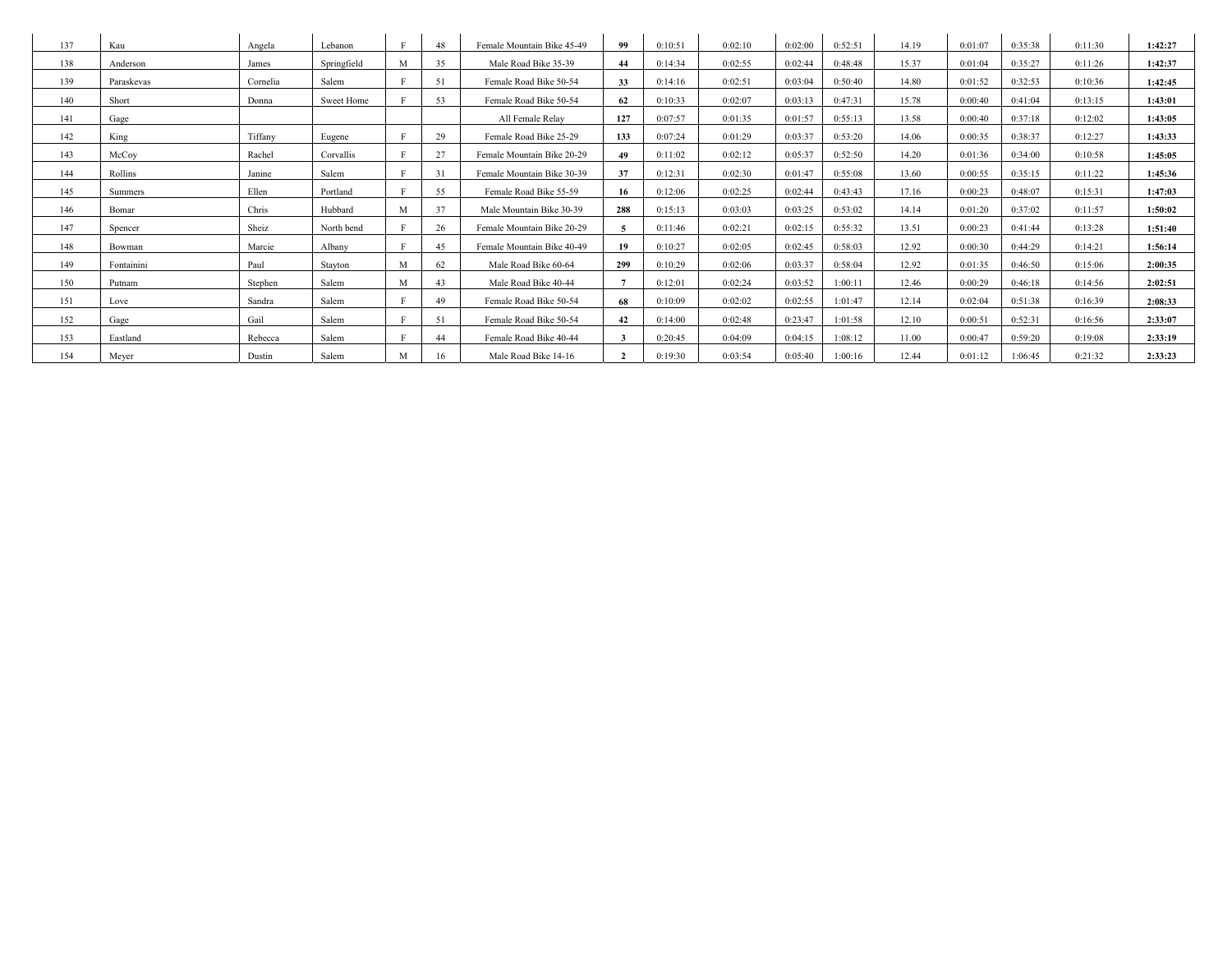| | | | | | | | | | | | | | | | | | |
|---|---|---|---|---|---|---|---|---|---|---|---|---|---|---|---|---|---|
| 137 | Kau | Angela | Lebanon | F | 48 | Female Mountain Bike 45-49 | **99** | 0:10:51 | 0:02:10 | 0:02:00 | 0:52:51 | 14.19 | 0:01:07 | 0:35:38 | 0:11:30 | **1:42:27** |
| 138 | Anderson | James | Springfield | M | 35 | Male Road Bike 35-39 | **44** | 0:14:34 | 0:02:55 | 0:02:44 | 0:48:48 | 15.37 | 0:01:04 | 0:35:27 | 0:11:26 | **1:42:37** |
| 139 | Paraskevas | Cornelia | Salem | F | 51 | Female Road Bike 50-54 | **33** | 0:14:16 | 0:02:51 | 0:03:04 | 0:50:40 | 14.80 | 0:01:52 | 0:32:53 | 0:10:36 | **1:42:45** |
| 140 | Short | Donna | Sweet Home | F | 53 | Female Road Bike 50-54 | **62** | 0:10:33 | 0:02:07 | 0:03:13 | 0:47:31 | 15.78 | 0:00:40 | 0:41:04 | 0:13:15 | **1:43:01** |
| 141 | Gage | | | | | All Female Relay | **127** | 0:07:57 | 0:01:35 | 0:01:57 | 0:55:13 | 13.58 | 0:00:40 | 0:37:18 | 0:12:02 | **1:43:05** |
| 142 | King | Tiffany | Eugene | F | 29 | Female Road Bike 25-29 | **133** | 0:07:24 | 0:01:29 | 0:03:37 | 0:53:20 | 14.06 | 0:00:35 | 0:38:37 | 0:12:27 | **1:43:33** |
| 143 | McCoy | Rachel | Corvallis | F | 27 | Female Mountain Bike 20-29 | **49** | 0:11:02 | 0:02:12 | 0:05:37 | 0:52:50 | 14.20 | 0:01:36 | 0:34:00 | 0:10:58 | **1:45:05** |
| 144 | Rollins | Janine | Salem | F | 31 | Female Mountain Bike 30-39 | **37** | 0:12:31 | 0:02:30 | 0:01:47 | 0:55:08 | 13.60 | 0:00:55 | 0:35:15 | 0:11:22 | **1:45:36** |
| 145 | Summers | Ellen | Portland | F | 55 | Female Road Bike 55-59 | **16** | 0:12:06 | 0:02:25 | 0:02:44 | 0:43:43 | 17.16 | 0:00:23 | 0:48:07 | 0:15:31 | **1:47:03** |
| 146 | Bomar | Chris | Hubbard | M | 37 | Male Mountain Bike 30-39 | **288** | 0:15:13 | 0:03:03 | 0:03:25 | 0:53:02 | 14.14 | 0:01:20 | 0:37:02 | 0:11:57 | **1:50:02** |
| 147 | Spencer | Sheiz | North bend | F | 26 | Female Mountain Bike 20-29 | **5** | 0:11:46 | 0:02:21 | 0:02:15 | 0:55:32 | 13.51 | 0:00:23 | 0:41:44 | 0:13:28 | **1:51:40** |
| 148 | Bowman | Marcie | Albany | F | 45 | Female Mountain Bike 40-49 | **19** | 0:10:27 | 0:02:05 | 0:02:45 | 0:58:03 | 12.92 | 0:00:30 | 0:44:29 | 0:14:21 | **1:56:14** |
| 149 | Fontainini | Paul | Stayton | M | 62 | Male Road Bike 60-64 | **299** | 0:10:29 | 0:02:06 | 0:03:37 | 0:58:04 | 12.92 | 0:01:35 | 0:46:50 | 0:15:06 | **2:00:35** |
| 150 | Putnam | Stephen | Salem | M | 43 | Male Road Bike 40-44 | **7** | 0:12:01 | 0:02:24 | 0:03:52 | 1:00:11 | 12.46 | 0:00:29 | 0:46:18 | 0:14:56 | **2:02:51** |
| 151 | Love | Sandra | Salem | F | 49 | Female Road Bike 50-54 | **68** | 0:10:09 | 0:02:02 | 0:02:55 | 1:01:47 | 12.14 | 0:02:04 | 0:51:38 | 0:16:39 | **2:08:33** |
| 152 | Gage | Gail | Salem | F | 51 | Female Road Bike 50-54 | **42** | 0:14:00 | 0:02:48 | 0:23:47 | 1:01:58 | 12.10 | 0:00:51 | 0:52:31 | 0:16:56 | **2:33:07** |
| 153 | Eastland | Rebecca | Salem | F | 44 | Female Road Bike 40-44 | **3** | 0:20:45 | 0:04:09 | 0:04:15 | 1:08:12 | 11.00 | 0:00:47 | 0:59:20 | 0:19:08 | **2:33:19** |
| 154 | Meyer | Dustin | Salem | M | 16 | Male Road Bike 14-16 | **2** | 0:19:30 | 0:03:54 | 0:05:40 | 1:00:16 | 12.44 | 0:01:12 | 1:06:45 | 0:21:32 | **2:33:23** |